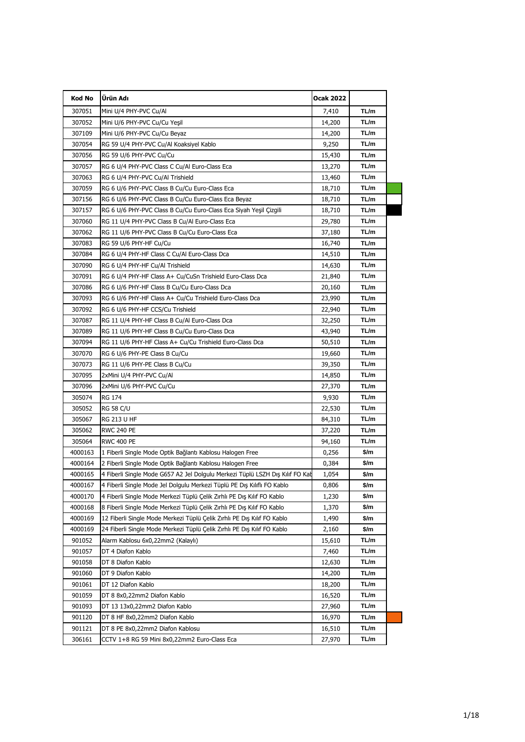| Kod No | Ürün Adı | Ocak 2022 | |
|---|---|---|---|
| 307051 | Mini U/4 PHY-PVC Cu/Al | 7,410 | TL/m |
| 307052 | Mini U/6 PHY-PVC Cu/Cu Yeşil | 14,200 | TL/m |
| 307109 | Mini U/6 PHY-PVC Cu/Cu Beyaz | 14,200 | TL/m |
| 307054 | RG 59 U/4 PHY-PVC Cu/Al Koaksiyel Kablo | 9,250 | TL/m |
| 307056 | RG 59 U/6 PHY-PVC Cu/Cu | 15,430 | TL/m |
| 307057 | RG 6 U/4 PHY-PVC Class C Cu/Al Euro-Class Eca | 13,270 | TL/m |
| 307063 | RG 6 U/4 PHY-PVC Cu/Al Trishield | 13,460 | TL/m |
| 307059 | RG 6 U/6 PHY-PVC Class B Cu/Cu Euro-Class Eca | 18,710 | TL/m |
| 307156 | RG 6 U/6 PHY-PVC Class B Cu/Cu Euro-Class Eca Beyaz | 18,710 | TL/m |
| 307157 | RG 6 U/6 PHY-PVC Class B Cu/Cu Euro-Class Eca Siyah Yeşil Çizgili | 18,710 | TL/m |
| 307060 | RG 11 U/4 PHY-PVC Class B Cu/Al Euro-Class Eca | 29,780 | TL/m |
| 307062 | RG 11 U/6 PHY-PVC Class B Cu/Cu Euro-Class Eca | 37,180 | TL/m |
| 307083 | RG 59 U/6 PHY-HF Cu/Cu | 16,740 | TL/m |
| 307084 | RG 6 U/4 PHY-HF Class C Cu/Al Euro-Class Dca | 14,510 | TL/m |
| 307090 | RG 6 U/4 PHY-HF Cu/Al Trishield | 14,630 | TL/m |
| 307091 | RG 6 U/4 PHY-HF Class A+ Cu/CuSn Trishield Euro-Class Dca | 21,840 | TL/m |
| 307086 | RG 6 U/6 PHY-HF Class B Cu/Cu Euro-Class Dca | 20,160 | TL/m |
| 307093 | RG 6 U/6 PHY-HF Class A+ Cu/Cu Trishield Euro-Class Dca | 23,990 | TL/m |
| 307092 | RG 6 U/6 PHY-HF CCS/Cu Trishield | 22,940 | TL/m |
| 307087 | RG 11 U/4 PHY-HF Class B Cu/Al Euro-Class Dca | 32,250 | TL/m |
| 307089 | RG 11 U/6 PHY-HF Class B Cu/Cu Euro-Class Dca | 43,940 | TL/m |
| 307094 | RG 11 U/6 PHY-HF Class A+ Cu/Cu Trishield Euro-Class Dca | 50,510 | TL/m |
| 307070 | RG 6 U/6 PHY-PE Class B Cu/Cu | 19,660 | TL/m |
| 307073 | RG 11 U/6 PHY-PE Class B Cu/Cu | 39,350 | TL/m |
| 307095 | 2xMini U/4 PHY-PVC Cu/Al | 14,850 | TL/m |
| 307096 | 2xMini U/6 PHY-PVC Cu/Cu | 27,370 | TL/m |
| 305074 | RG 174 | 9,930 | TL/m |
| 305052 | RG 58 C/U | 22,530 | TL/m |
| 305067 | RG 213 U HF | 84,310 | TL/m |
| 305062 | RWC 240 PE | 37,220 | TL/m |
| 305064 | RWC 400 PE | 94,160 | TL/m |
| 4000163 | 1 Fiberli Single Mode Optik Bağlantı Kablosu Halogen Free | 0,256 | $/m |
| 4000164 | 2 Fiberli Single Mode Optik Bağlantı Kablosu Halogen Free | 0,384 | $/m |
| 4000165 | 4 Fiberli Single Mode G657 A2 Jel Dolgulu Merkezi Tüplü LSZH Dış Kılıf FO Kab | 1,054 | $/m |
| 4000167 | 4 Fiberli Single Mode Jel Dolgulu Merkezi Tüplü PE Dış Kılıflı FO Kablo | 0,806 | $/m |
| 4000170 | 4 Fiberli Single Mode Merkezi Tüplü Çelik Zırhlı PE Dış Kılıf FO Kablo | 1,230 | $/m |
| 4000168 | 8 Fiberli Single Mode Merkezi Tüplü Çelik Zırhlı PE Dış Kılıf FO Kablo | 1,370 | $/m |
| 4000169 | 12 Fiberli Single Mode Merkezi Tüplü Çelik Zırhlı PE Dış Kılıf FO Kablo | 1,490 | $/m |
| 4000169 | 24 Fiberli Single Mode Merkezi Tüplü Çelik Zırhlı PE Dış Kılıf FO Kablo | 2,160 | $/m |
| 901052 | Alarm Kablosu 6x0,22mm2 (Kalaylı) | 15,610 | TL/m |
| 901057 | DT 4 Diafon Kablo | 7,460 | TL/m |
| 901058 | DT 8 Diafon Kablo | 12,630 | TL/m |
| 901060 | DT 9 Diafon Kablo | 14,200 | TL/m |
| 901061 | DT 12 Diafon Kablo | 18,200 | TL/m |
| 901059 | DT 8 8x0,22mm2 Diafon Kablo | 16,520 | TL/m |
| 901093 | DT 13 13x0,22mm2 Diafon Kablo | 27,960 | TL/m |
| 901120 | DT 8 HF 8x0,22mm2 Diafon Kablo | 16,970 | TL/m |
| 901121 | DT 8 PE 8x0,22mm2 Diafon Kablosu | 16,510 | TL/m |
| 306161 | CCTV 1+8 RG 59 Mini 8x0,22mm2 Euro-Class Eca | 27,970 | TL/m |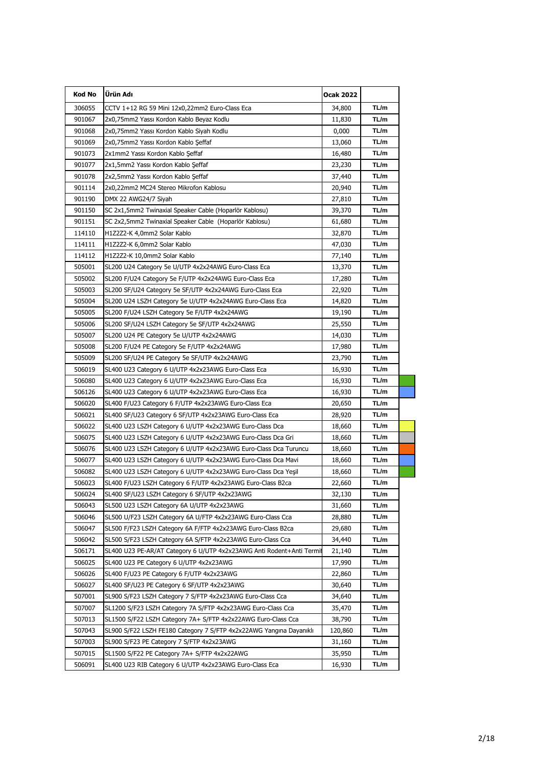| Kod No | Ürün Adı | Ocak 2022 | |
|---|---|---|---|
| 306055 | CCTV 1+12 RG 59 Mini 12x0,22mm2 Euro-Class Eca | 34,800 | TL/m |
| 901067 | 2x0,75mm2 Yassı Kordon Kablo Beyaz Kodlu | 11,830 | TL/m |
| 901068 | 2x0,75mm2 Yassı Kordon Kablo Siyah Kodlu | 0,000 | TL/m |
| 901069 | 2x0,75mm2 Yassı Kordon Kablo Şeffaf | 13,060 | TL/m |
| 901073 | 2x1mm2 Yassı Kordon Kablo Şeffaf | 16,480 | TL/m |
| 901077 | 2x1,5mm2 Yassı Kordon Kablo Şeffaf | 23,230 | TL/m |
| 901078 | 2x2,5mm2 Yassı Kordon Kablo Şeffaf | 37,440 | TL/m |
| 901114 | 2x0,22mm2 MC24 Stereo Mikrofon Kablosu | 20,940 | TL/m |
| 901190 | DMX 22 AWG24/7 Siyah | 27,810 | TL/m |
| 901150 | SC 2x1,5mm2 Twinaxial Speaker Cable (Hoparlör Kablosu) | 39,370 | TL/m |
| 901151 | SC 2x2,5mm2 Twinaxial Speaker Cable (Hoparlör Kablosu) | 61,680 | TL/m |
| 114110 | H1Z2Z2-K 4,0mm2 Solar Kablo | 32,870 | TL/m |
| 114111 | H1Z2Z2-K 6,0mm2 Solar Kablo | 47,030 | TL/m |
| 114112 | H1Z2Z2-K 10,0mm2 Solar Kablo | 77,140 | TL/m |
| 505001 | SL200 U24 Category 5e U/UTP 4x2x24AWG Euro-Class Eca | 13,370 | TL/m |
| 505002 | SL200 F/U24 Category 5e F/UTP 4x2x24AWG Euro-Class Eca | 17,280 | TL/m |
| 505003 | SL200 SF/U24 Category 5e SF/UTP 4x2x24AWG Euro-Class Eca | 22,920 | TL/m |
| 505004 | SL200 U24 LSZH Category 5e U/UTP 4x2x24AWG Euro-Class Eca | 14,820 | TL/m |
| 505005 | SL200 F/U24 LSZH Category 5e F/UTP 4x2x24AWG | 19,190 | TL/m |
| 505006 | SL200 SF/U24 LSZH Category 5e SF/UTP 4x2x24AWG | 25,550 | TL/m |
| 505007 | SL200 U24 PE Category 5e U/UTP 4x2x24AWG | 14,030 | TL/m |
| 505008 | SL200 F/U24 PE Category 5e F/UTP 4x2x24AWG | 17,980 | TL/m |
| 505009 | SL200 SF/U24 PE Category 5e SF/UTP 4x2x24AWG | 23,790 | TL/m |
| 506019 | SL400 U23 Category 6 U/UTP 4x2x23AWG Euro-Class Eca | 16,930 | TL/m |
| 506080 | SL400 U23 Category 6 U/UTP 4x2x23AWG Euro-Class Eca | 16,930 | TL/m |
| 506126 | SL400 U23 Category 6 U/UTP 4x2x23AWG Euro-Class Eca | 16,930 | TL/m |
| 506020 | SL400 F/U23 Category 6 F/UTP 4x2x23AWG Euro-Class Eca | 20,650 | TL/m |
| 506021 | SL400 SF/U23 Category 6 SF/UTP 4x2x23AWG Euro-Class Eca | 28,920 | TL/m |
| 506022 | SL400 U23 LSZH Category 6 U/UTP 4x2x23AWG Euro-Class Dca | 18,660 | TL/m |
| 506075 | SL400 U23 LSZH Category 6 U/UTP 4x2x23AWG Euro-Class Dca Gri | 18,660 | TL/m |
| 506076 | SL400 U23 LSZH Category 6 U/UTP 4x2x23AWG Euro-Class Dca Turuncu | 18,660 | TL/m |
| 506077 | SL400 U23 LSZH Category 6 U/UTP 4x2x23AWG Euro-Class Dca Mavi | 18,660 | TL/m |
| 506082 | SL400 U23 LSZH Category 6 U/UTP 4x2x23AWG Euro-Class Dca Yeşil | 18,660 | TL/m |
| 506023 | SL400 F/U23 LSZH Category 6 F/UTP 4x2x23AWG Euro-Class B2ca | 22,660 | TL/m |
| 506024 | SL400 SF/U23 LSZH Category 6 SF/UTP 4x2x23AWG | 32,130 | TL/m |
| 506043 | SL500 U23 LSZH Category 6A U/UTP 4x2x23AWG | 31,660 | TL/m |
| 506046 | SL500 U/F23 LSZH Category 6A U/FTP 4x2x23AWG Euro-Class Cca | 28,880 | TL/m |
| 506047 | SL500 F/F23 LSZH Category 6A F/FTP 4x2x23AWG Euro-Class B2ca | 29,680 | TL/m |
| 506042 | SL500 S/F23 LSZH Category 6A S/FTP 4x2x23AWG Euro-Class Cca | 34,440 | TL/m |
| 506171 | SL400 U23 PE-AR/AT Category 6 U/UTP 4x2x23AWG Anti Rodent+Anti Termit | 21,140 | TL/m |
| 506025 | SL400 U23 PE Category 6 U/UTP 4x2x23AWG | 17,990 | TL/m |
| 506026 | SL400 F/U23 PE Category 6 F/UTP 4x2x23AWG | 22,860 | TL/m |
| 506027 | SL400 SF/U23 PE Category 6 SF/UTP 4x2x23AWG | 30,640 | TL/m |
| 507001 | SL900 S/F23 LSZH Category 7 S/FTP 4x2x23AWG Euro-Class Cca | 34,640 | TL/m |
| 507007 | SL1200 S/F23 LSZH Category 7A S/FTP 4x2x23AWG Euro-Class Cca | 35,470 | TL/m |
| 507013 | SL1500 S/F22 LSZH Category 7A+ S/FTP 4x2x22AWG Euro-Class Cca | 38,790 | TL/m |
| 507043 | SL900 S/F22 LSZH FE180 Category 7 S/FTP 4x2x22AWG Yangına Dayanıklı | 120,860 | TL/m |
| 507003 | SL900 S/F23 PE Category 7 S/FTP 4x2x23AWG | 31,160 | TL/m |
| 507015 | SL1500 S/F22 PE Category 7A+ S/FTP 4x2x22AWG | 35,950 | TL/m |
| 506091 | SL400 U23 RIB Category 6 U/UTP 4x2x23AWG Euro-Class Eca | 16,930 | TL/m |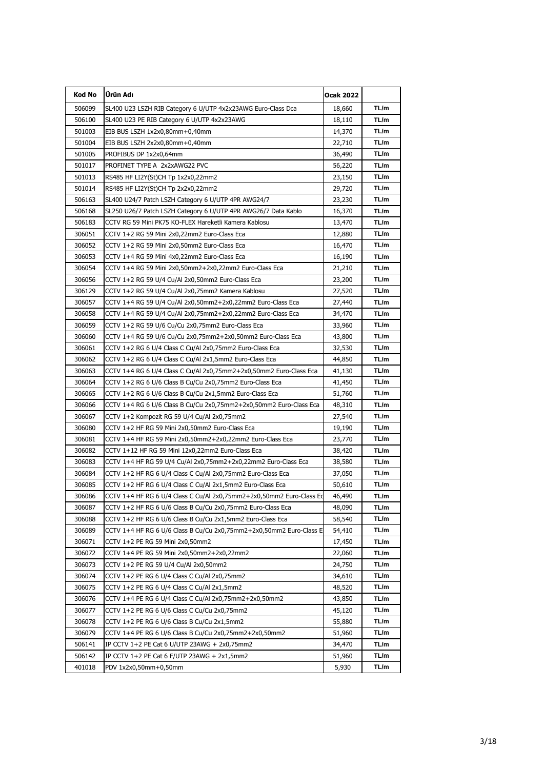| Kod No | Ürün Adı | Ocak 2022 | |
|---|---|---|---|
| 506099 | SL400 U23 LSZH RIB Category 6 U/UTP 4x2x23AWG Euro-Class Dca | 18,660 | TL/m |
| 506100 | SL400 U23 PE RIB Category 6 U/UTP 4x2x23AWG | 18,110 | TL/m |
| 501003 | EIB BUS LSZH 1x2x0,80mm+0,40mm | 14,370 | TL/m |
| 501004 | EIB BUS LSZH 2x2x0,80mm+0,40mm | 22,710 | TL/m |
| 501005 | PROFIBUS DP 1x2x0,64mm | 36,490 | TL/m |
| 501017 | PROFINET TYPE A 2x2xAWG22 PVC | 56,220 | TL/m |
| 501013 | RS485 HF LI2Y(St)CH Tp 1x2x0,22mm2 | 23,150 | TL/m |
| 501014 | RS485 HF LI2Y(St)CH Tp 2x2x0,22mm2 | 29,720 | TL/m |
| 506163 | SL400 U24/7 Patch LSZH Category 6 U/UTP 4PR AWG24/7 | 23,230 | TL/m |
| 506168 | SL250 U26/7 Patch LSZH Category 6 U/UTP 4PR AWG26/7 Data Kablo | 16,370 | TL/m |
| 506183 | CCTV RG 59 Mini PK75 KO-FLEX Hareketli Kamera Kablosu | 13,470 | TL/m |
| 306051 | CCTV 1+2 RG 59 Mini 2x0,22mm2 Euro-Class Eca | 12,880 | TL/m |
| 306052 | CCTV 1+2 RG 59 Mini 2x0,50mm2 Euro-Class Eca | 16,470 | TL/m |
| 306053 | CCTV 1+4 RG 59 Mini 4x0,22mm2 Euro-Class Eca | 16,190 | TL/m |
| 306054 | CCTV 1+4 RG 59 Mini 2x0,50mm2+2x0,22mm2 Euro-Class Eca | 21,210 | TL/m |
| 306056 | CCTV 1+2 RG 59 U/4 Cu/Al 2x0,50mm2 Euro-Class Eca | 23,200 | TL/m |
| 306129 | CCTV 1+2 RG 59 U/4 Cu/Al 2x0,75mm2 Kamera Kablosu | 27,520 | TL/m |
| 306057 | CCTV 1+4 RG 59 U/4 Cu/Al 2x0,50mm2+2x0,22mm2 Euro-Class Eca | 27,440 | TL/m |
| 306058 | CCTV 1+4 RG 59 U/4 Cu/Al 2x0,75mm2+2x0,22mm2 Euro-Class Eca | 34,470 | TL/m |
| 306059 | CCTV 1+2 RG 59 U/6 Cu/Cu 2x0,75mm2 Euro-Class Eca | 33,960 | TL/m |
| 306060 | CCTV 1+4 RG 59 U/6 Cu/Cu 2x0,75mm2+2x0,50mm2 Euro-Class Eca | 43,800 | TL/m |
| 306061 | CCTV 1+2 RG 6 U/4 Class C Cu/Al 2x0,75mm2 Euro-Class Eca | 32,530 | TL/m |
| 306062 | CCTV 1+2 RG 6 U/4 Class C Cu/Al 2x1,5mm2 Euro-Class Eca | 44,850 | TL/m |
| 306063 | CCTV 1+4 RG 6 U/4 Class C Cu/Al 2x0,75mm2+2x0,50mm2 Euro-Class Eca | 41,130 | TL/m |
| 306064 | CCTV 1+2 RG 6 U/6 Class B Cu/Cu 2x0,75mm2 Euro-Class Eca | 41,450 | TL/m |
| 306065 | CCTV 1+2 RG 6 U/6 Class B Cu/Cu 2x1,5mm2 Euro-Class Eca | 51,760 | TL/m |
| 306066 | CCTV 1+4 RG 6 U/6 Class B Cu/Cu 2x0,75mm2+2x0,50mm2 Euro-Class Eca | 48,310 | TL/m |
| 306067 | CCTV 1+2 Kompozit RG 59 U/4 Cu/Al 2x0,75mm2 | 27,540 | TL/m |
| 306080 | CCTV 1+2 HF RG 59 Mini 2x0,50mm2 Euro-Class Eca | 19,190 | TL/m |
| 306081 | CCTV 1+4 HF RG 59 Mini 2x0,50mm2+2x0,22mm2 Euro-Class Eca | 23,770 | TL/m |
| 306082 | CCTV 1+12 HF RG 59 Mini 12x0,22mm2 Euro-Class Eca | 38,420 | TL/m |
| 306083 | CCTV 1+4 HF RG 59 U/4 Cu/Al 2x0,75mm2+2x0,22mm2 Euro-Class Eca | 38,580 | TL/m |
| 306084 | CCTV 1+2 HF RG 6 U/4 Class C Cu/Al 2x0,75mm2 Euro-Class Eca | 37,050 | TL/m |
| 306085 | CCTV 1+2 HF RG 6 U/4 Class C Cu/Al 2x1,5mm2 Euro-Class Eca | 50,610 | TL/m |
| 306086 | CCTV 1+4 HF RG 6 U/4 Class C Cu/Al 2x0,75mm2+2x0,50mm2 Euro-Class Ec | 46,490 | TL/m |
| 306087 | CCTV 1+2 HF RG 6 U/6 Class B Cu/Cu 2x0,75mm2 Euro-Class Eca | 48,090 | TL/m |
| 306088 | CCTV 1+2 HF RG 6 U/6 Class B Cu/Cu 2x1,5mm2 Euro-Class Eca | 58,540 | TL/m |
| 306089 | CCTV 1+4 HF RG 6 U/6 Class B Cu/Cu 2x0,75mm2+2x0,50mm2 Euro-Class E | 54,410 | TL/m |
| 306071 | CCTV 1+2 PE RG 59 Mini 2x0,50mm2 | 17,450 | TL/m |
| 306072 | CCTV 1+4 PE RG 59 Mini 2x0,50mm2+2x0,22mm2 | 22,060 | TL/m |
| 306073 | CCTV 1+2 PE RG 59 U/4 Cu/Al 2x0,50mm2 | 24,750 | TL/m |
| 306074 | CCTV 1+2 PE RG 6 U/4 Class C Cu/Al 2x0,75mm2 | 34,610 | TL/m |
| 306075 | CCTV 1+2 PE RG 6 U/4 Class C Cu/Al 2x1,5mm2 | 48,520 | TL/m |
| 306076 | CCTV 1+4 PE RG 6 U/4 Class C Cu/Al 2x0,75mm2+2x0,50mm2 | 43,850 | TL/m |
| 306077 | CCTV 1+2 PE RG 6 U/6 Class C Cu/Cu 2x0,75mm2 | 45,120 | TL/m |
| 306078 | CCTV 1+2 PE RG 6 U/6 Class B Cu/Cu 2x1,5mm2 | 55,880 | TL/m |
| 306079 | CCTV 1+4 PE RG 6 U/6 Class B Cu/Cu 2x0,75mm2+2x0,50mm2 | 51,960 | TL/m |
| 506141 | IP CCTV 1+2 PE Cat 6 U/UTP 23AWG + 2x0,75mm2 | 34,470 | TL/m |
| 506142 | IP CCTV 1+2 PE Cat 6 F/UTP 23AWG + 2x1,5mm2 | 51,960 | TL/m |
| 401018 | PDV 1x2x0,50mm+0,50mm | 5,930 | TL/m |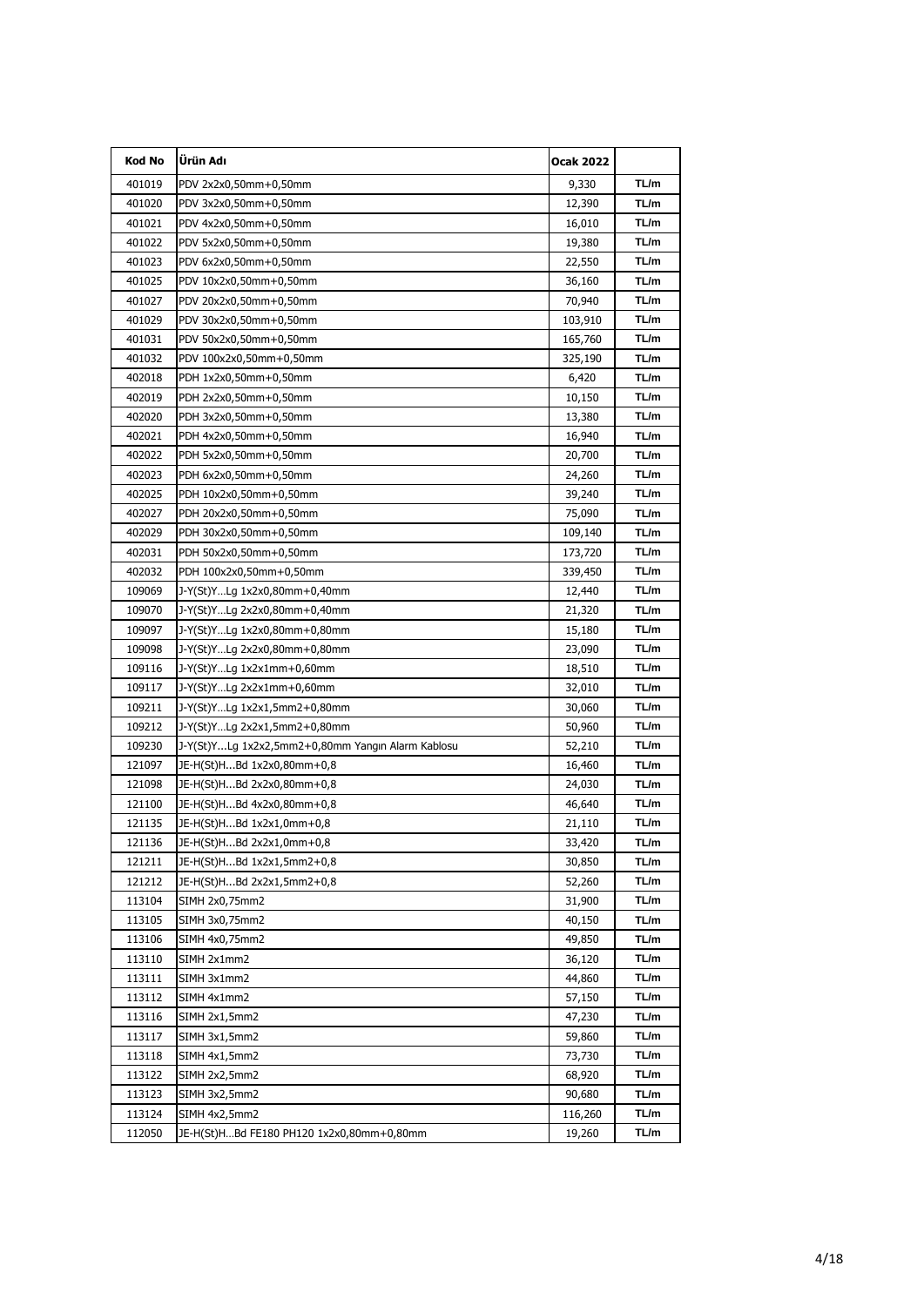| Kod No | Ürün Adı | Ocak 2022 | |
|---|---|---|---|
| 401019 | PDV 2x2x0,50mm+0,50mm | 9,330 | TL/m |
| 401020 | PDV 3x2x0,50mm+0,50mm | 12,390 | TL/m |
| 401021 | PDV 4x2x0,50mm+0,50mm | 16,010 | TL/m |
| 401022 | PDV 5x2x0,50mm+0,50mm | 19,380 | TL/m |
| 401023 | PDV 6x2x0,50mm+0,50mm | 22,550 | TL/m |
| 401025 | PDV 10x2x0,50mm+0,50mm | 36,160 | TL/m |
| 401027 | PDV 20x2x0,50mm+0,50mm | 70,940 | TL/m |
| 401029 | PDV 30x2x0,50mm+0,50mm | 103,910 | TL/m |
| 401031 | PDV 50x2x0,50mm+0,50mm | 165,760 | TL/m |
| 401032 | PDV 100x2x0,50mm+0,50mm | 325,190 | TL/m |
| 402018 | PDH 1x2x0,50mm+0,50mm | 6,420 | TL/m |
| 402019 | PDH 2x2x0,50mm+0,50mm | 10,150 | TL/m |
| 402020 | PDH 3x2x0,50mm+0,50mm | 13,380 | TL/m |
| 402021 | PDH 4x2x0,50mm+0,50mm | 16,940 | TL/m |
| 402022 | PDH 5x2x0,50mm+0,50mm | 20,700 | TL/m |
| 402023 | PDH 6x2x0,50mm+0,50mm | 24,260 | TL/m |
| 402025 | PDH 10x2x0,50mm+0,50mm | 39,240 | TL/m |
| 402027 | PDH 20x2x0,50mm+0,50mm | 75,090 | TL/m |
| 402029 | PDH 30x2x0,50mm+0,50mm | 109,140 | TL/m |
| 402031 | PDH 50x2x0,50mm+0,50mm | 173,720 | TL/m |
| 402032 | PDH 100x2x0,50mm+0,50mm | 339,450 | TL/m |
| 109069 | J-Y(St)Y...Lg 1x2x0,80mm+0,40mm | 12,440 | TL/m |
| 109070 | J-Y(St)Y...Lg 2x2x0,80mm+0,40mm | 21,320 | TL/m |
| 109097 | J-Y(St)Y...Lg 1x2x0,80mm+0,80mm | 15,180 | TL/m |
| 109098 | J-Y(St)Y...Lg 2x2x0,80mm+0,80mm | 23,090 | TL/m |
| 109116 | J-Y(St)Y...Lg 1x2x1mm+0,60mm | 18,510 | TL/m |
| 109117 | J-Y(St)Y...Lg 2x2x1mm+0,60mm | 32,010 | TL/m |
| 109211 | J-Y(St)Y...Lg 1x2x1,5mm2+0,80mm | 30,060 | TL/m |
| 109212 | J-Y(St)Y...Lg 2x2x1,5mm2+0,80mm | 50,960 | TL/m |
| 109230 | J-Y(St)Y...Lg 1x2x2,5mm2+0,80mm Yangın Alarm Kablosu | 52,210 | TL/m |
| 121097 | JE-H(St)H...Bd 1x2x0,80mm+0,8 | 16,460 | TL/m |
| 121098 | JE-H(St)H...Bd 2x2x0,80mm+0,8 | 24,030 | TL/m |
| 121100 | JE-H(St)H...Bd 4x2x0,80mm+0,8 | 46,640 | TL/m |
| 121135 | JE-H(St)H...Bd 1x2x1,0mm+0,8 | 21,110 | TL/m |
| 121136 | JE-H(St)H...Bd 2x2x1,0mm+0,8 | 33,420 | TL/m |
| 121211 | JE-H(St)H...Bd 1x2x1,5mm2+0,8 | 30,850 | TL/m |
| 121212 | JE-H(St)H...Bd 2x2x1,5mm2+0,8 | 52,260 | TL/m |
| 113104 | SIMH 2x0,75mm2 | 31,900 | TL/m |
| 113105 | SIMH 3x0,75mm2 | 40,150 | TL/m |
| 113106 | SIMH 4x0,75mm2 | 49,850 | TL/m |
| 113110 | SIMH 2x1mm2 | 36,120 | TL/m |
| 113111 | SIMH 3x1mm2 | 44,860 | TL/m |
| 113112 | SIMH 4x1mm2 | 57,150 | TL/m |
| 113116 | SIMH 2x1,5mm2 | 47,230 | TL/m |
| 113117 | SIMH 3x1,5mm2 | 59,860 | TL/m |
| 113118 | SIMH 4x1,5mm2 | 73,730 | TL/m |
| 113122 | SIMH 2x2,5mm2 | 68,920 | TL/m |
| 113123 | SIMH 3x2,5mm2 | 90,680 | TL/m |
| 113124 | SIMH 4x2,5mm2 | 116,260 | TL/m |
| 112050 | JE-H(St)H...Bd FE180 PH120 1x2x0,80mm+0,80mm | 19,260 | TL/m |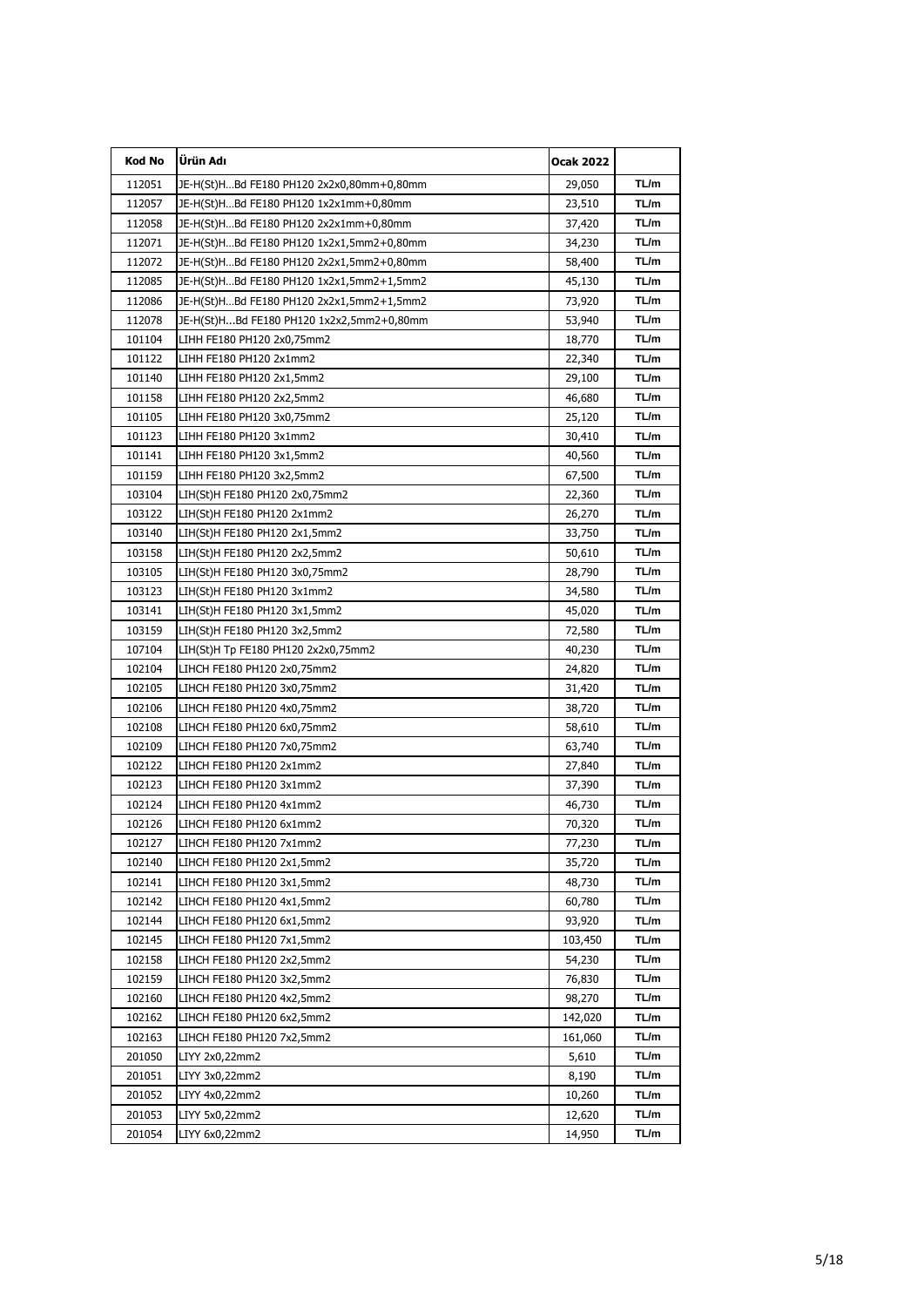| Kod No | Ürün Adı | Ocak 2022 | |
|---|---|---|---|
| 112051 | JE-H(St)H...Bd FE180 PH120 2x2x0,80mm+0,80mm | 29,050 | TL/m |
| 112057 | JE-H(St)H...Bd FE180 PH120 1x2x1mm+0,80mm | 23,510 | TL/m |
| 112058 | JE-H(St)H...Bd FE180 PH120 2x2x1mm+0,80mm | 37,420 | TL/m |
| 112071 | JE-H(St)H...Bd FE180 PH120 1x2x1,5mm2+0,80mm | 34,230 | TL/m |
| 112072 | JE-H(St)H...Bd FE180 PH120 2x2x1,5mm2+0,80mm | 58,400 | TL/m |
| 112085 | JE-H(St)H...Bd FE180 PH120 1x2x1,5mm2+1,5mm2 | 45,130 | TL/m |
| 112086 | JE-H(St)H...Bd FE180 PH120 2x2x1,5mm2+1,5mm2 | 73,920 | TL/m |
| 112078 | JE-H(St)H...Bd FE180 PH120 1x2x2,5mm2+0,80mm | 53,940 | TL/m |
| 101104 | LIHH FE180 PH120 2x0,75mm2 | 18,770 | TL/m |
| 101122 | LIHH FE180 PH120 2x1mm2 | 22,340 | TL/m |
| 101140 | LIHH FE180 PH120 2x1,5mm2 | 29,100 | TL/m |
| 101158 | LIHH FE180 PH120 2x2,5mm2 | 46,680 | TL/m |
| 101105 | LIHH FE180 PH120 3x0,75mm2 | 25,120 | TL/m |
| 101123 | LIHH FE180 PH120 3x1mm2 | 30,410 | TL/m |
| 101141 | LIHH FE180 PH120 3x1,5mm2 | 40,560 | TL/m |
| 101159 | LIHH FE180 PH120 3x2,5mm2 | 67,500 | TL/m |
| 103104 | LIH(St)H FE180 PH120 2x0,75mm2 | 22,360 | TL/m |
| 103122 | LIH(St)H FE180 PH120 2x1mm2 | 26,270 | TL/m |
| 103140 | LIH(St)H FE180 PH120 2x1,5mm2 | 33,750 | TL/m |
| 103158 | LIH(St)H FE180 PH120 2x2,5mm2 | 50,610 | TL/m |
| 103105 | LIH(St)H FE180 PH120 3x0,75mm2 | 28,790 | TL/m |
| 103123 | LIH(St)H FE180 PH120 3x1mm2 | 34,580 | TL/m |
| 103141 | LIH(St)H FE180 PH120 3x1,5mm2 | 45,020 | TL/m |
| 103159 | LIH(St)H FE180 PH120 3x2,5mm2 | 72,580 | TL/m |
| 107104 | LIH(St)H Tp FE180 PH120 2x2x0,75mm2 | 40,230 | TL/m |
| 102104 | LIHCH FE180 PH120 2x0,75mm2 | 24,820 | TL/m |
| 102105 | LIHCH FE180 PH120 3x0,75mm2 | 31,420 | TL/m |
| 102106 | LIHCH FE180 PH120 4x0,75mm2 | 38,720 | TL/m |
| 102108 | LIHCH FE180 PH120 6x0,75mm2 | 58,610 | TL/m |
| 102109 | LIHCH FE180 PH120 7x0,75mm2 | 63,740 | TL/m |
| 102122 | LIHCH FE180 PH120 2x1mm2 | 27,840 | TL/m |
| 102123 | LIHCH FE180 PH120 3x1mm2 | 37,390 | TL/m |
| 102124 | LIHCH FE180 PH120 4x1mm2 | 46,730 | TL/m |
| 102126 | LIHCH FE180 PH120 6x1mm2 | 70,320 | TL/m |
| 102127 | LIHCH FE180 PH120 7x1mm2 | 77,230 | TL/m |
| 102140 | LIHCH FE180 PH120 2x1,5mm2 | 35,720 | TL/m |
| 102141 | LIHCH FE180 PH120 3x1,5mm2 | 48,730 | TL/m |
| 102142 | LIHCH FE180 PH120 4x1,5mm2 | 60,780 | TL/m |
| 102144 | LIHCH FE180 PH120 6x1,5mm2 | 93,920 | TL/m |
| 102145 | LIHCH FE180 PH120 7x1,5mm2 | 103,450 | TL/m |
| 102158 | LIHCH FE180 PH120 2x2,5mm2 | 54,230 | TL/m |
| 102159 | LIHCH FE180 PH120 3x2,5mm2 | 76,830 | TL/m |
| 102160 | LIHCH FE180 PH120 4x2,5mm2 | 98,270 | TL/m |
| 102162 | LIHCH FE180 PH120 6x2,5mm2 | 142,020 | TL/m |
| 102163 | LIHCH FE180 PH120 7x2,5mm2 | 161,060 | TL/m |
| 201050 | LIYY 2x0,22mm2 | 5,610 | TL/m |
| 201051 | LIYY 3x0,22mm2 | 8,190 | TL/m |
| 201052 | LIYY 4x0,22mm2 | 10,260 | TL/m |
| 201053 | LIYY 5x0,22mm2 | 12,620 | TL/m |
| 201054 | LIYY 6x0,22mm2 | 14,950 | TL/m |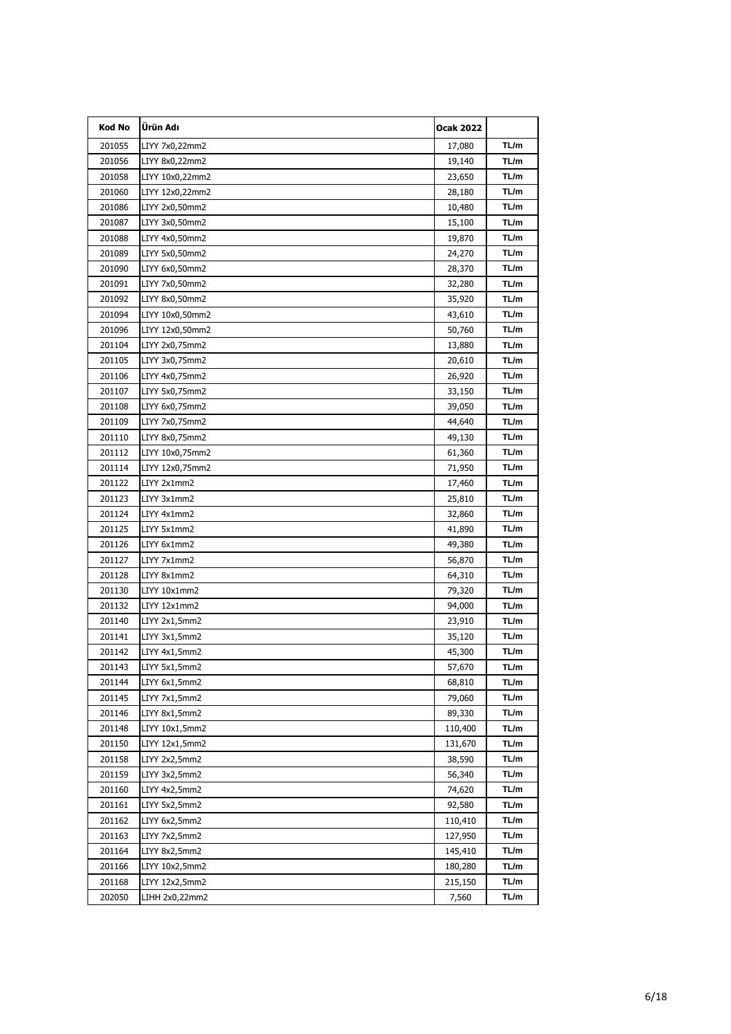| Kod No | Ürün Adı | Ocak 2022 | |
|---|---|---|---|
| 201055 | LIYY 7x0,22mm2 | 17,080 | TL/m |
| 201056 | LIYY 8x0,22mm2 | 19,140 | TL/m |
| 201058 | LIYY 10x0,22mm2 | 23,650 | TL/m |
| 201060 | LIYY 12x0,22mm2 | 28,180 | TL/m |
| 201086 | LIYY 2x0,50mm2 | 10,480 | TL/m |
| 201087 | LIYY 3x0,50mm2 | 15,100 | TL/m |
| 201088 | LIYY 4x0,50mm2 | 19,870 | TL/m |
| 201089 | LIYY 5x0,50mm2 | 24,270 | TL/m |
| 201090 | LIYY 6x0,50mm2 | 28,370 | TL/m |
| 201091 | LIYY 7x0,50mm2 | 32,280 | TL/m |
| 201092 | LIYY 8x0,50mm2 | 35,920 | TL/m |
| 201094 | LIYY 10x0,50mm2 | 43,610 | TL/m |
| 201096 | LIYY 12x0,50mm2 | 50,760 | TL/m |
| 201104 | LIYY 2x0,75mm2 | 13,880 | TL/m |
| 201105 | LIYY 3x0,75mm2 | 20,610 | TL/m |
| 201106 | LIYY 4x0,75mm2 | 26,920 | TL/m |
| 201107 | LIYY 5x0,75mm2 | 33,150 | TL/m |
| 201108 | LIYY 6x0,75mm2 | 39,050 | TL/m |
| 201109 | LIYY 7x0,75mm2 | 44,640 | TL/m |
| 201110 | LIYY 8x0,75mm2 | 49,130 | TL/m |
| 201112 | LIYY 10x0,75mm2 | 61,360 | TL/m |
| 201114 | LIYY 12x0,75mm2 | 71,950 | TL/m |
| 201122 | LIYY 2x1mm2 | 17,460 | TL/m |
| 201123 | LIYY 3x1mm2 | 25,810 | TL/m |
| 201124 | LIYY 4x1mm2 | 32,860 | TL/m |
| 201125 | LIYY 5x1mm2 | 41,890 | TL/m |
| 201126 | LIYY 6x1mm2 | 49,380 | TL/m |
| 201127 | LIYY 7x1mm2 | 56,870 | TL/m |
| 201128 | LIYY 8x1mm2 | 64,310 | TL/m |
| 201130 | LIYY 10x1mm2 | 79,320 | TL/m |
| 201132 | LIYY 12x1mm2 | 94,000 | TL/m |
| 201140 | LIYY 2x1,5mm2 | 23,910 | TL/m |
| 201141 | LIYY 3x1,5mm2 | 35,120 | TL/m |
| 201142 | LIYY 4x1,5mm2 | 45,300 | TL/m |
| 201143 | LIYY 5x1,5mm2 | 57,670 | TL/m |
| 201144 | LIYY 6x1,5mm2 | 68,810 | TL/m |
| 201145 | LIYY 7x1,5mm2 | 79,060 | TL/m |
| 201146 | LIYY 8x1,5mm2 | 89,330 | TL/m |
| 201148 | LIYY 10x1,5mm2 | 110,400 | TL/m |
| 201150 | LIYY 12x1,5mm2 | 131,670 | TL/m |
| 201158 | LIYY 2x2,5mm2 | 38,590 | TL/m |
| 201159 | LIYY 3x2,5mm2 | 56,340 | TL/m |
| 201160 | LIYY 4x2,5mm2 | 74,620 | TL/m |
| 201161 | LIYY 5x2,5mm2 | 92,580 | TL/m |
| 201162 | LIYY 6x2,5mm2 | 110,410 | TL/m |
| 201163 | LIYY 7x2,5mm2 | 127,950 | TL/m |
| 201164 | LIYY 8x2,5mm2 | 145,410 | TL/m |
| 201166 | LIYY 10x2,5mm2 | 180,280 | TL/m |
| 201168 | LIYY 12x2,5mm2 | 215,150 | TL/m |
| 202050 | LIHH 2x0,22mm2 | 7,560 | TL/m |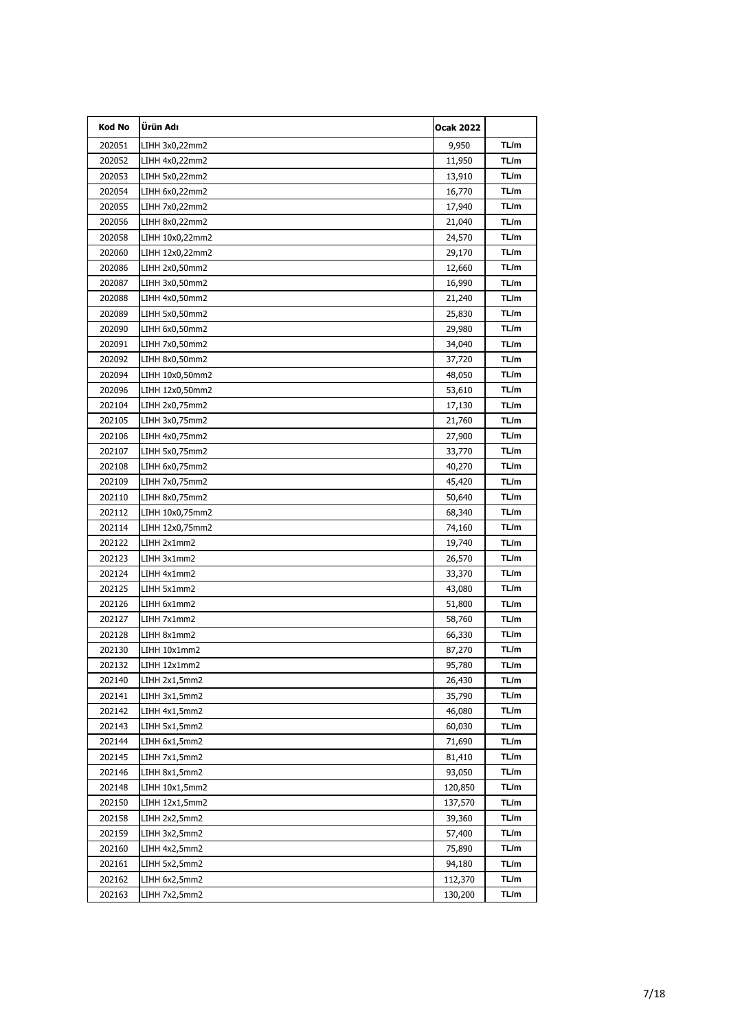| Kod No | Ürün Adı | Ocak 2022 | |
|---|---|---|---|
| 202051 | LIHH 3x0,22mm2 | 9,950 | TL/m |
| 202052 | LIHH 4x0,22mm2 | 11,950 | TL/m |
| 202053 | LIHH 5x0,22mm2 | 13,910 | TL/m |
| 202054 | LIHH 6x0,22mm2 | 16,770 | TL/m |
| 202055 | LIHH 7x0,22mm2 | 17,940 | TL/m |
| 202056 | LIHH 8x0,22mm2 | 21,040 | TL/m |
| 202058 | LIHH 10x0,22mm2 | 24,570 | TL/m |
| 202060 | LIHH 12x0,22mm2 | 29,170 | TL/m |
| 202086 | LIHH 2x0,50mm2 | 12,660 | TL/m |
| 202087 | LIHH 3x0,50mm2 | 16,990 | TL/m |
| 202088 | LIHH 4x0,50mm2 | 21,240 | TL/m |
| 202089 | LIHH 5x0,50mm2 | 25,830 | TL/m |
| 202090 | LIHH 6x0,50mm2 | 29,980 | TL/m |
| 202091 | LIHH 7x0,50mm2 | 34,040 | TL/m |
| 202092 | LIHH 8x0,50mm2 | 37,720 | TL/m |
| 202094 | LIHH 10x0,50mm2 | 48,050 | TL/m |
| 202096 | LIHH 12x0,50mm2 | 53,610 | TL/m |
| 202104 | LIHH 2x0,75mm2 | 17,130 | TL/m |
| 202105 | LIHH 3x0,75mm2 | 21,760 | TL/m |
| 202106 | LIHH 4x0,75mm2 | 27,900 | TL/m |
| 202107 | LIHH 5x0,75mm2 | 33,770 | TL/m |
| 202108 | LIHH 6x0,75mm2 | 40,270 | TL/m |
| 202109 | LIHH 7x0,75mm2 | 45,420 | TL/m |
| 202110 | LIHH 8x0,75mm2 | 50,640 | TL/m |
| 202112 | LIHH 10x0,75mm2 | 68,340 | TL/m |
| 202114 | LIHH 12x0,75mm2 | 74,160 | TL/m |
| 202122 | LIHH 2x1mm2 | 19,740 | TL/m |
| 202123 | LIHH 3x1mm2 | 26,570 | TL/m |
| 202124 | LIHH 4x1mm2 | 33,370 | TL/m |
| 202125 | LIHH 5x1mm2 | 43,080 | TL/m |
| 202126 | LIHH 6x1mm2 | 51,800 | TL/m |
| 202127 | LIHH 7x1mm2 | 58,760 | TL/m |
| 202128 | LIHH 8x1mm2 | 66,330 | TL/m |
| 202130 | LIHH 10x1mm2 | 87,270 | TL/m |
| 202132 | LIHH 12x1mm2 | 95,780 | TL/m |
| 202140 | LIHH 2x1,5mm2 | 26,430 | TL/m |
| 202141 | LIHH 3x1,5mm2 | 35,790 | TL/m |
| 202142 | LIHH 4x1,5mm2 | 46,080 | TL/m |
| 202143 | LIHH 5x1,5mm2 | 60,030 | TL/m |
| 202144 | LIHH 6x1,5mm2 | 71,690 | TL/m |
| 202145 | LIHH 7x1,5mm2 | 81,410 | TL/m |
| 202146 | LIHH 8x1,5mm2 | 93,050 | TL/m |
| 202148 | LIHH 10x1,5mm2 | 120,850 | TL/m |
| 202150 | LIHH 12x1,5mm2 | 137,570 | TL/m |
| 202158 | LIHH 2x2,5mm2 | 39,360 | TL/m |
| 202159 | LIHH 3x2,5mm2 | 57,400 | TL/m |
| 202160 | LIHH 4x2,5mm2 | 75,890 | TL/m |
| 202161 | LIHH 5x2,5mm2 | 94,180 | TL/m |
| 202162 | LIHH 6x2,5mm2 | 112,370 | TL/m |
| 202163 | LIHH 7x2,5mm2 | 130,200 | TL/m |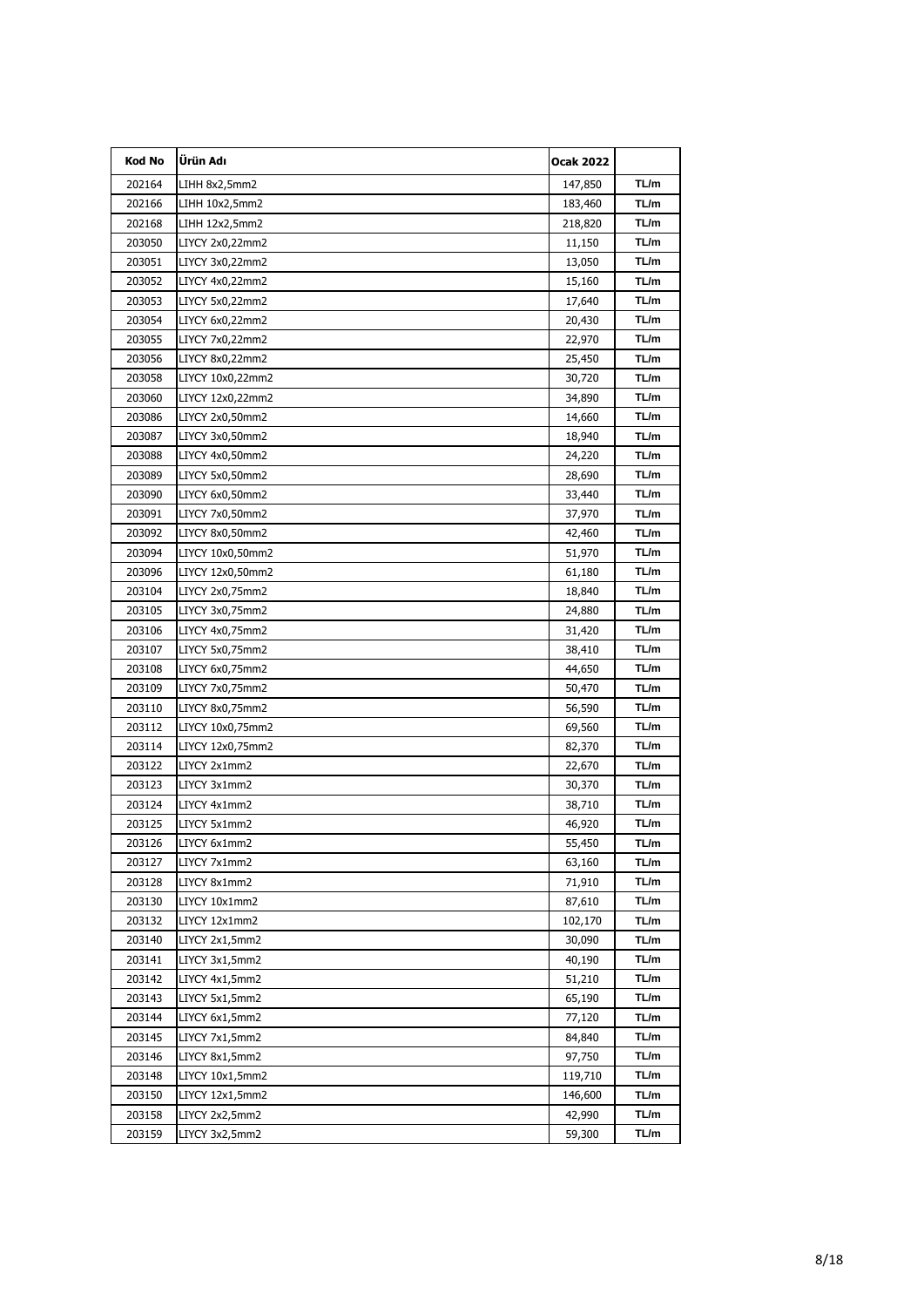| Kod No | Ürün Adı | Ocak 2022 | |
|---|---|---|---|
| 202164 | LIHH 8x2,5mm2 | 147,850 | TL/m |
| 202166 | LIHH 10x2,5mm2 | 183,460 | TL/m |
| 202168 | LIHH 12x2,5mm2 | 218,820 | TL/m |
| 203050 | LIYCY 2x0,22mm2 | 11,150 | TL/m |
| 203051 | LIYCY 3x0,22mm2 | 13,050 | TL/m |
| 203052 | LIYCY 4x0,22mm2 | 15,160 | TL/m |
| 203053 | LIYCY 5x0,22mm2 | 17,640 | TL/m |
| 203054 | LIYCY 6x0,22mm2 | 20,430 | TL/m |
| 203055 | LIYCY 7x0,22mm2 | 22,970 | TL/m |
| 203056 | LIYCY 8x0,22mm2 | 25,450 | TL/m |
| 203058 | LIYCY 10x0,22mm2 | 30,720 | TL/m |
| 203060 | LIYCY 12x0,22mm2 | 34,890 | TL/m |
| 203086 | LIYCY 2x0,50mm2 | 14,660 | TL/m |
| 203087 | LIYCY 3x0,50mm2 | 18,940 | TL/m |
| 203088 | LIYCY 4x0,50mm2 | 24,220 | TL/m |
| 203089 | LIYCY 5x0,50mm2 | 28,690 | TL/m |
| 203090 | LIYCY 6x0,50mm2 | 33,440 | TL/m |
| 203091 | LIYCY 7x0,50mm2 | 37,970 | TL/m |
| 203092 | LIYCY 8x0,50mm2 | 42,460 | TL/m |
| 203094 | LIYCY 10x0,50mm2 | 51,970 | TL/m |
| 203096 | LIYCY 12x0,50mm2 | 61,180 | TL/m |
| 203104 | LIYCY 2x0,75mm2 | 18,840 | TL/m |
| 203105 | LIYCY 3x0,75mm2 | 24,880 | TL/m |
| 203106 | LIYCY 4x0,75mm2 | 31,420 | TL/m |
| 203107 | LIYCY 5x0,75mm2 | 38,410 | TL/m |
| 203108 | LIYCY 6x0,75mm2 | 44,650 | TL/m |
| 203109 | LIYCY 7x0,75mm2 | 50,470 | TL/m |
| 203110 | LIYCY 8x0,75mm2 | 56,590 | TL/m |
| 203112 | LIYCY 10x0,75mm2 | 69,560 | TL/m |
| 203114 | LIYCY 12x0,75mm2 | 82,370 | TL/m |
| 203122 | LIYCY 2x1mm2 | 22,670 | TL/m |
| 203123 | LIYCY 3x1mm2 | 30,370 | TL/m |
| 203124 | LIYCY 4x1mm2 | 38,710 | TL/m |
| 203125 | LIYCY 5x1mm2 | 46,920 | TL/m |
| 203126 | LIYCY 6x1mm2 | 55,450 | TL/m |
| 203127 | LIYCY 7x1mm2 | 63,160 | TL/m |
| 203128 | LIYCY 8x1mm2 | 71,910 | TL/m |
| 203130 | LIYCY 10x1mm2 | 87,610 | TL/m |
| 203132 | LIYCY 12x1mm2 | 102,170 | TL/m |
| 203140 | LIYCY 2x1,5mm2 | 30,090 | TL/m |
| 203141 | LIYCY 3x1,5mm2 | 40,190 | TL/m |
| 203142 | LIYCY 4x1,5mm2 | 51,210 | TL/m |
| 203143 | LIYCY 5x1,5mm2 | 65,190 | TL/m |
| 203144 | LIYCY 6x1,5mm2 | 77,120 | TL/m |
| 203145 | LIYCY 7x1,5mm2 | 84,840 | TL/m |
| 203146 | LIYCY 8x1,5mm2 | 97,750 | TL/m |
| 203148 | LIYCY 10x1,5mm2 | 119,710 | TL/m |
| 203150 | LIYCY 12x1,5mm2 | 146,600 | TL/m |
| 203158 | LIYCY 2x2,5mm2 | 42,990 | TL/m |
| 203159 | LIYCY 3x2,5mm2 | 59,300 | TL/m |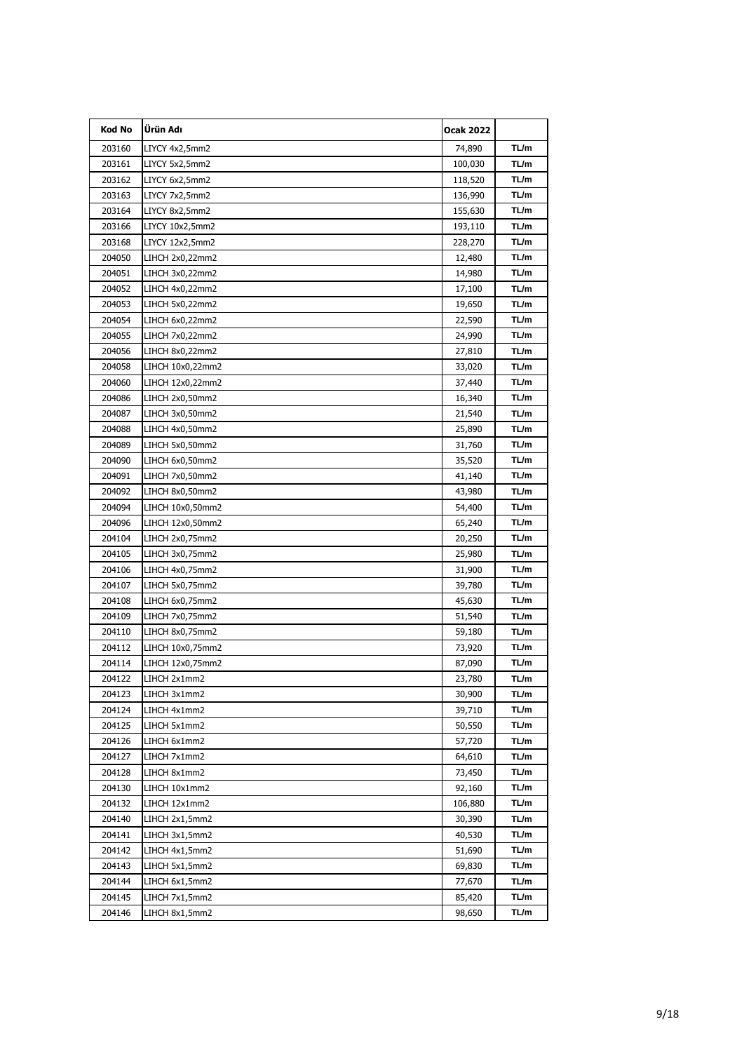| Kod No | Ürün Adı | Ocak 2022 | |
|---|---|---|---|
| 203160 | LIYCY 4x2,5mm2 | 74,890 | TL/m |
| 203161 | LIYCY 5x2,5mm2 | 100,030 | TL/m |
| 203162 | LIYCY 6x2,5mm2 | 118,520 | TL/m |
| 203163 | LIYCY 7x2,5mm2 | 136,990 | TL/m |
| 203164 | LIYCY 8x2,5mm2 | 155,630 | TL/m |
| 203166 | LIYCY 10x2,5mm2 | 193,110 | TL/m |
| 203168 | LIYCY 12x2,5mm2 | 228,270 | TL/m |
| 204050 | LIHCH 2x0,22mm2 | 12,480 | TL/m |
| 204051 | LIHCH 3x0,22mm2 | 14,980 | TL/m |
| 204052 | LIHCH 4x0,22mm2 | 17,100 | TL/m |
| 204053 | LIHCH 5x0,22mm2 | 19,650 | TL/m |
| 204054 | LIHCH 6x0,22mm2 | 22,590 | TL/m |
| 204055 | LIHCH 7x0,22mm2 | 24,990 | TL/m |
| 204056 | LIHCH 8x0,22mm2 | 27,810 | TL/m |
| 204058 | LIHCH 10x0,22mm2 | 33,020 | TL/m |
| 204060 | LIHCH 12x0,22mm2 | 37,440 | TL/m |
| 204086 | LIHCH 2x0,50mm2 | 16,340 | TL/m |
| 204087 | LIHCH 3x0,50mm2 | 21,540 | TL/m |
| 204088 | LIHCH 4x0,50mm2 | 25,890 | TL/m |
| 204089 | LIHCH 5x0,50mm2 | 31,760 | TL/m |
| 204090 | LIHCH 6x0,50mm2 | 35,520 | TL/m |
| 204091 | LIHCH 7x0,50mm2 | 41,140 | TL/m |
| 204092 | LIHCH 8x0,50mm2 | 43,980 | TL/m |
| 204094 | LIHCH 10x0,50mm2 | 54,400 | TL/m |
| 204096 | LIHCH 12x0,50mm2 | 65,240 | TL/m |
| 204104 | LIHCH 2x0,75mm2 | 20,250 | TL/m |
| 204105 | LIHCH 3x0,75mm2 | 25,980 | TL/m |
| 204106 | LIHCH 4x0,75mm2 | 31,900 | TL/m |
| 204107 | LIHCH 5x0,75mm2 | 39,780 | TL/m |
| 204108 | LIHCH 6x0,75mm2 | 45,630 | TL/m |
| 204109 | LIHCH 7x0,75mm2 | 51,540 | TL/m |
| 204110 | LIHCH 8x0,75mm2 | 59,180 | TL/m |
| 204112 | LIHCH 10x0,75mm2 | 73,920 | TL/m |
| 204114 | LIHCH 12x0,75mm2 | 87,090 | TL/m |
| 204122 | LIHCH 2x1mm2 | 23,780 | TL/m |
| 204123 | LIHCH 3x1mm2 | 30,900 | TL/m |
| 204124 | LIHCH 4x1mm2 | 39,710 | TL/m |
| 204125 | LIHCH 5x1mm2 | 50,550 | TL/m |
| 204126 | LIHCH 6x1mm2 | 57,720 | TL/m |
| 204127 | LIHCH 7x1mm2 | 64,610 | TL/m |
| 204128 | LIHCH 8x1mm2 | 73,450 | TL/m |
| 204130 | LIHCH 10x1mm2 | 92,160 | TL/m |
| 204132 | LIHCH 12x1mm2 | 106,880 | TL/m |
| 204140 | LIHCH 2x1,5mm2 | 30,390 | TL/m |
| 204141 | LIHCH 3x1,5mm2 | 40,530 | TL/m |
| 204142 | LIHCH 4x1,5mm2 | 51,690 | TL/m |
| 204143 | LIHCH 5x1,5mm2 | 69,830 | TL/m |
| 204144 | LIHCH 6x1,5mm2 | 77,670 | TL/m |
| 204145 | LIHCH 7x1,5mm2 | 85,420 | TL/m |
| 204146 | LIHCH 8x1,5mm2 | 98,650 | TL/m |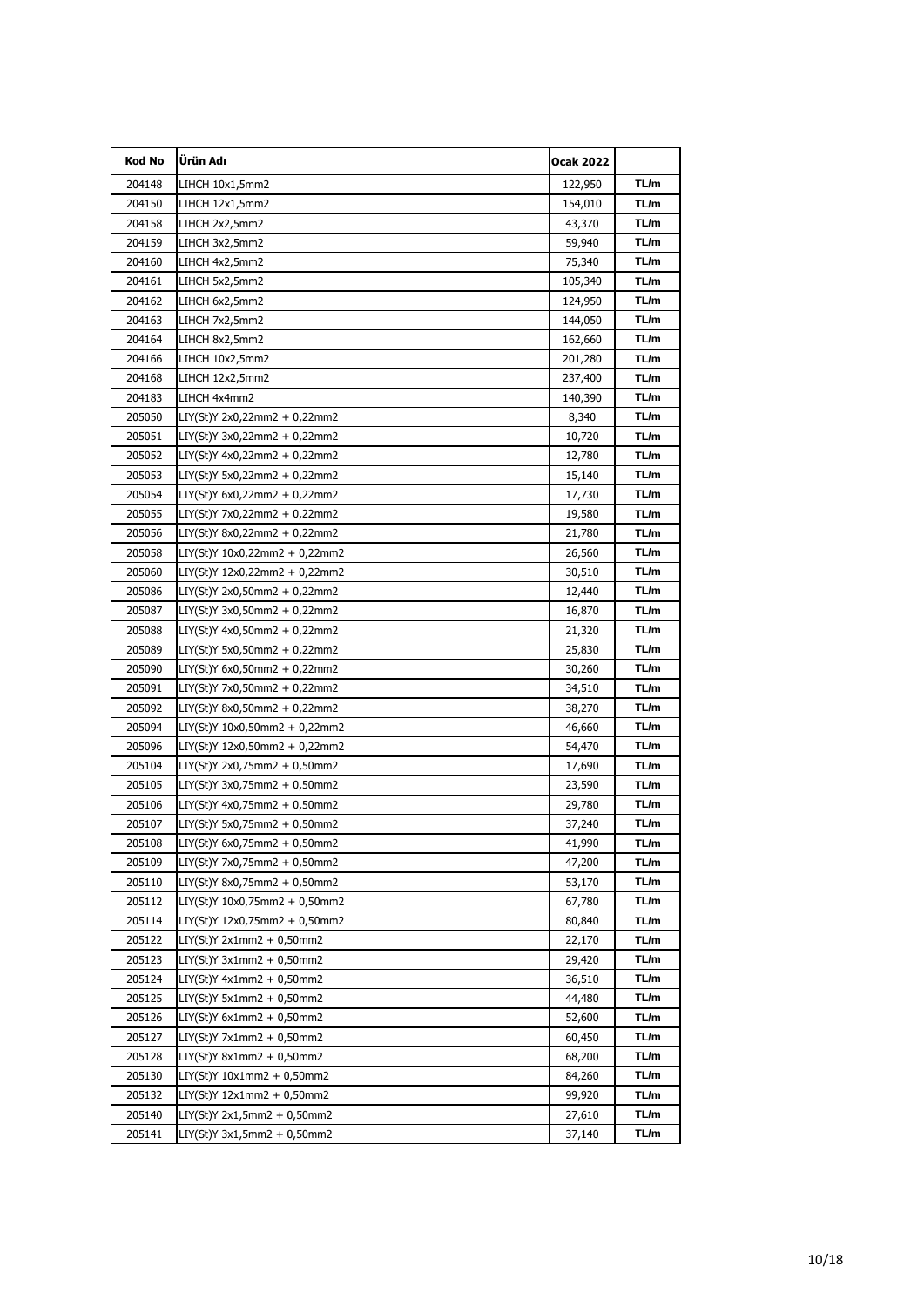| Kod No | Ürün Adı | Ocak 2022 | |
|---|---|---|---|
| 204148 | LIHCH 10x1,5mm2 | 122,950 | TL/m |
| 204150 | LIHCH 12x1,5mm2 | 154,010 | TL/m |
| 204158 | LIHCH 2x2,5mm2 | 43,370 | TL/m |
| 204159 | LIHCH 3x2,5mm2 | 59,940 | TL/m |
| 204160 | LIHCH 4x2,5mm2 | 75,340 | TL/m |
| 204161 | LIHCH 5x2,5mm2 | 105,340 | TL/m |
| 204162 | LIHCH 6x2,5mm2 | 124,950 | TL/m |
| 204163 | LIHCH 7x2,5mm2 | 144,050 | TL/m |
| 204164 | LIHCH 8x2,5mm2 | 162,660 | TL/m |
| 204166 | LIHCH 10x2,5mm2 | 201,280 | TL/m |
| 204168 | LIHCH 12x2,5mm2 | 237,400 | TL/m |
| 204183 | LIHCH 4x4mm2 | 140,390 | TL/m |
| 205050 | LIY(St)Y 2x0,22mm2 + 0,22mm2 | 8,340 | TL/m |
| 205051 | LIY(St)Y 3x0,22mm2 + 0,22mm2 | 10,720 | TL/m |
| 205052 | LIY(St)Y 4x0,22mm2 + 0,22mm2 | 12,780 | TL/m |
| 205053 | LIY(St)Y 5x0,22mm2 + 0,22mm2 | 15,140 | TL/m |
| 205054 | LIY(St)Y 6x0,22mm2 + 0,22mm2 | 17,730 | TL/m |
| 205055 | LIY(St)Y 7x0,22mm2 + 0,22mm2 | 19,580 | TL/m |
| 205056 | LIY(St)Y 8x0,22mm2 + 0,22mm2 | 21,780 | TL/m |
| 205058 | LIY(St)Y 10x0,22mm2 + 0,22mm2 | 26,560 | TL/m |
| 205060 | LIY(St)Y 12x0,22mm2 + 0,22mm2 | 30,510 | TL/m |
| 205086 | LIY(St)Y 2x0,50mm2 + 0,22mm2 | 12,440 | TL/m |
| 205087 | LIY(St)Y 3x0,50mm2 + 0,22mm2 | 16,870 | TL/m |
| 205088 | LIY(St)Y 4x0,50mm2 + 0,22mm2 | 21,320 | TL/m |
| 205089 | LIY(St)Y 5x0,50mm2 + 0,22mm2 | 25,830 | TL/m |
| 205090 | LIY(St)Y 6x0,50mm2 + 0,22mm2 | 30,260 | TL/m |
| 205091 | LIY(St)Y 7x0,50mm2 + 0,22mm2 | 34,510 | TL/m |
| 205092 | LIY(St)Y 8x0,50mm2 + 0,22mm2 | 38,270 | TL/m |
| 205094 | LIY(St)Y 10x0,50mm2 + 0,22mm2 | 46,660 | TL/m |
| 205096 | LIY(St)Y 12x0,50mm2 + 0,22mm2 | 54,470 | TL/m |
| 205104 | LIY(St)Y 2x0,75mm2 + 0,50mm2 | 17,690 | TL/m |
| 205105 | LIY(St)Y 3x0,75mm2 + 0,50mm2 | 23,590 | TL/m |
| 205106 | LIY(St)Y 4x0,75mm2 + 0,50mm2 | 29,780 | TL/m |
| 205107 | LIY(St)Y 5x0,75mm2 + 0,50mm2 | 37,240 | TL/m |
| 205108 | LIY(St)Y 6x0,75mm2 + 0,50mm2 | 41,990 | TL/m |
| 205109 | LIY(St)Y 7x0,75mm2 + 0,50mm2 | 47,200 | TL/m |
| 205110 | LIY(St)Y 8x0,75mm2 + 0,50mm2 | 53,170 | TL/m |
| 205112 | LIY(St)Y 10x0,75mm2 + 0,50mm2 | 67,780 | TL/m |
| 205114 | LIY(St)Y 12x0,75mm2 + 0,50mm2 | 80,840 | TL/m |
| 205122 | LIY(St)Y 2x1mm2 + 0,50mm2 | 22,170 | TL/m |
| 205123 | LIY(St)Y 3x1mm2 + 0,50mm2 | 29,420 | TL/m |
| 205124 | LIY(St)Y 4x1mm2 + 0,50mm2 | 36,510 | TL/m |
| 205125 | LIY(St)Y 5x1mm2 + 0,50mm2 | 44,480 | TL/m |
| 205126 | LIY(St)Y 6x1mm2 + 0,50mm2 | 52,600 | TL/m |
| 205127 | LIY(St)Y 7x1mm2 + 0,50mm2 | 60,450 | TL/m |
| 205128 | LIY(St)Y 8x1mm2 + 0,50mm2 | 68,200 | TL/m |
| 205130 | LIY(St)Y 10x1mm2 + 0,50mm2 | 84,260 | TL/m |
| 205132 | LIY(St)Y 12x1mm2 + 0,50mm2 | 99,920 | TL/m |
| 205140 | LIY(St)Y 2x1,5mm2 + 0,50mm2 | 27,610 | TL/m |
| 205141 | LIY(St)Y 3x1,5mm2 + 0,50mm2 | 37,140 | TL/m |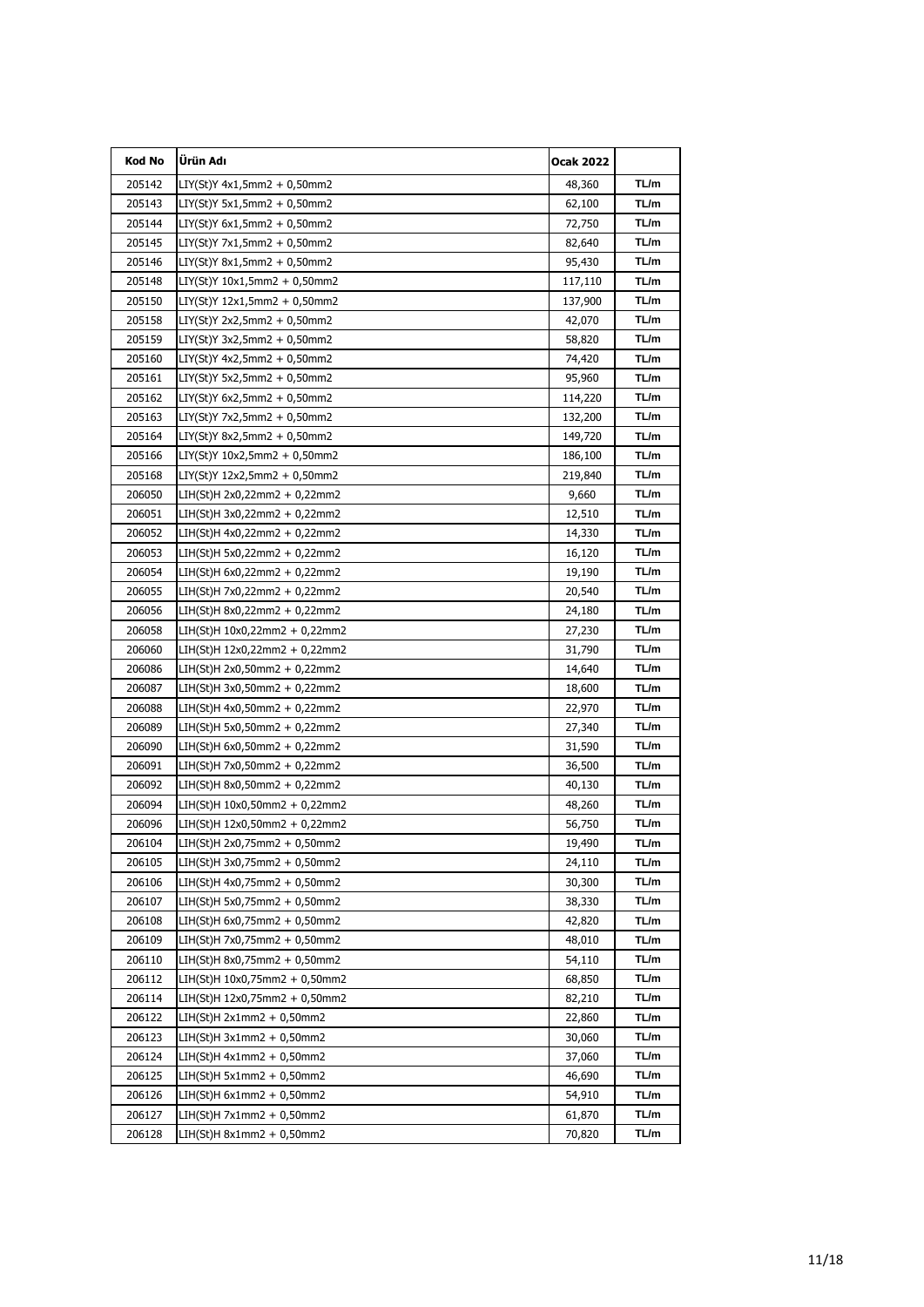| Kod No | Ürün Adı | Ocak 2022 | |
|---|---|---|---|
| 205142 | LIY(St)Y 4x1,5mm2 + 0,50mm2 | 48,360 | TL/m |
| 205143 | LIY(St)Y 5x1,5mm2 + 0,50mm2 | 62,100 | TL/m |
| 205144 | LIY(St)Y 6x1,5mm2 + 0,50mm2 | 72,750 | TL/m |
| 205145 | LIY(St)Y 7x1,5mm2 + 0,50mm2 | 82,640 | TL/m |
| 205146 | LIY(St)Y 8x1,5mm2 + 0,50mm2 | 95,430 | TL/m |
| 205148 | LIY(St)Y 10x1,5mm2 + 0,50mm2 | 117,110 | TL/m |
| 205150 | LIY(St)Y 12x1,5mm2 + 0,50mm2 | 137,900 | TL/m |
| 205158 | LIY(St)Y 2x2,5mm2 + 0,50mm2 | 42,070 | TL/m |
| 205159 | LIY(St)Y 3x2,5mm2 + 0,50mm2 | 58,820 | TL/m |
| 205160 | LIY(St)Y 4x2,5mm2 + 0,50mm2 | 74,420 | TL/m |
| 205161 | LIY(St)Y 5x2,5mm2 + 0,50mm2 | 95,960 | TL/m |
| 205162 | LIY(St)Y 6x2,5mm2 + 0,50mm2 | 114,220 | TL/m |
| 205163 | LIY(St)Y 7x2,5mm2 + 0,50mm2 | 132,200 | TL/m |
| 205164 | LIY(St)Y 8x2,5mm2 + 0,50mm2 | 149,720 | TL/m |
| 205166 | LIY(St)Y 10x2,5mm2 + 0,50mm2 | 186,100 | TL/m |
| 205168 | LIY(St)Y 12x2,5mm2 + 0,50mm2 | 219,840 | TL/m |
| 206050 | LIH(St)H 2x0,22mm2 + 0,22mm2 | 9,660 | TL/m |
| 206051 | LIH(St)H 3x0,22mm2 + 0,22mm2 | 12,510 | TL/m |
| 206052 | LIH(St)H 4x0,22mm2 + 0,22mm2 | 14,330 | TL/m |
| 206053 | LIH(St)H 5x0,22mm2 + 0,22mm2 | 16,120 | TL/m |
| 206054 | LIH(St)H 6x0,22mm2 + 0,22mm2 | 19,190 | TL/m |
| 206055 | LIH(St)H 7x0,22mm2 + 0,22mm2 | 20,540 | TL/m |
| 206056 | LIH(St)H 8x0,22mm2 + 0,22mm2 | 24,180 | TL/m |
| 206058 | LIH(St)H 10x0,22mm2 + 0,22mm2 | 27,230 | TL/m |
| 206060 | LIH(St)H 12x0,22mm2 + 0,22mm2 | 31,790 | TL/m |
| 206086 | LIH(St)H 2x0,50mm2 + 0,22mm2 | 14,640 | TL/m |
| 206087 | LIH(St)H 3x0,50mm2 + 0,22mm2 | 18,600 | TL/m |
| 206088 | LIH(St)H 4x0,50mm2 + 0,22mm2 | 22,970 | TL/m |
| 206089 | LIH(St)H 5x0,50mm2 + 0,22mm2 | 27,340 | TL/m |
| 206090 | LIH(St)H 6x0,50mm2 + 0,22mm2 | 31,590 | TL/m |
| 206091 | LIH(St)H 7x0,50mm2 + 0,22mm2 | 36,500 | TL/m |
| 206092 | LIH(St)H 8x0,50mm2 + 0,22mm2 | 40,130 | TL/m |
| 206094 | LIH(St)H 10x0,50mm2 + 0,22mm2 | 48,260 | TL/m |
| 206096 | LIH(St)H 12x0,50mm2 + 0,22mm2 | 56,750 | TL/m |
| 206104 | LIH(St)H 2x0,75mm2 + 0,50mm2 | 19,490 | TL/m |
| 206105 | LIH(St)H 3x0,75mm2 + 0,50mm2 | 24,110 | TL/m |
| 206106 | LIH(St)H 4x0,75mm2 + 0,50mm2 | 30,300 | TL/m |
| 206107 | LIH(St)H 5x0,75mm2 + 0,50mm2 | 38,330 | TL/m |
| 206108 | LIH(St)H 6x0,75mm2 + 0,50mm2 | 42,820 | TL/m |
| 206109 | LIH(St)H 7x0,75mm2 + 0,50mm2 | 48,010 | TL/m |
| 206110 | LIH(St)H 8x0,75mm2 + 0,50mm2 | 54,110 | TL/m |
| 206112 | LIH(St)H 10x0,75mm2 + 0,50mm2 | 68,850 | TL/m |
| 206114 | LIH(St)H 12x0,75mm2 + 0,50mm2 | 82,210 | TL/m |
| 206122 | LIH(St)H 2x1mm2 + 0,50mm2 | 22,860 | TL/m |
| 206123 | LIH(St)H 3x1mm2 + 0,50mm2 | 30,060 | TL/m |
| 206124 | LIH(St)H 4x1mm2 + 0,50mm2 | 37,060 | TL/m |
| 206125 | LIH(St)H 5x1mm2 + 0,50mm2 | 46,690 | TL/m |
| 206126 | LIH(St)H 6x1mm2 + 0,50mm2 | 54,910 | TL/m |
| 206127 | LIH(St)H 7x1mm2 + 0,50mm2 | 61,870 | TL/m |
| 206128 | LIH(St)H 8x1mm2 + 0,50mm2 | 70,820 | TL/m |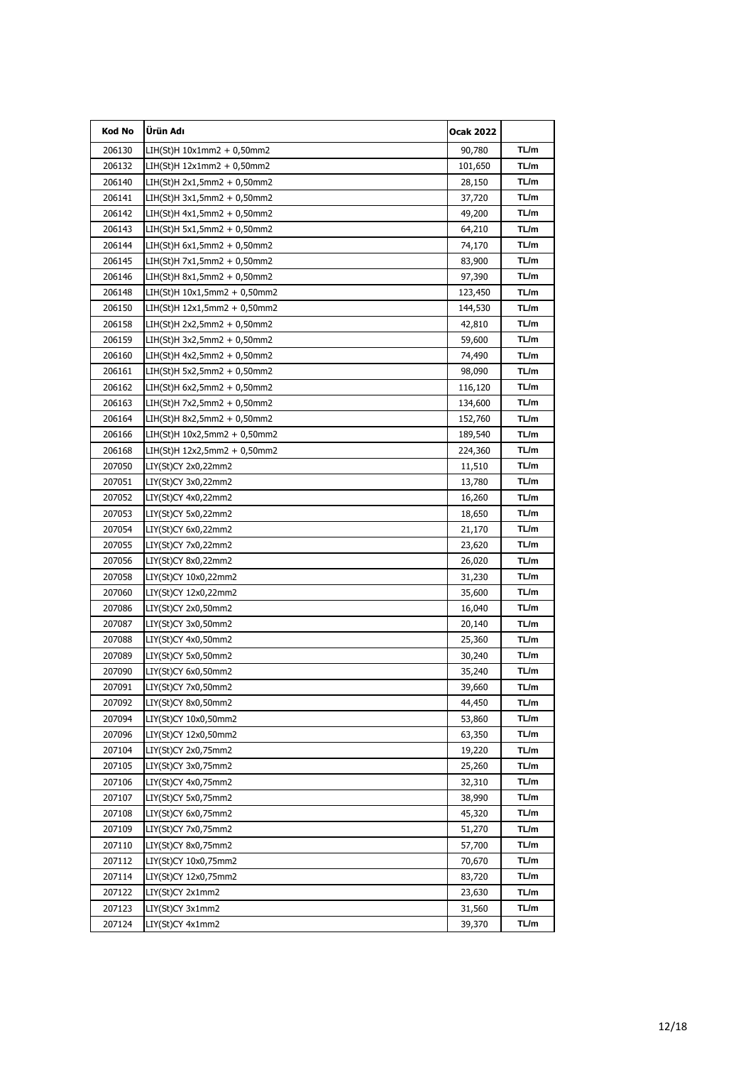| Kod No | Ürün Adı | Ocak 2022 | |
|---|---|---|---|
| 206130 | LIH(St)H 10x1mm2 + 0,50mm2 | 90,780 | TL/m |
| 206132 | LIH(St)H 12x1mm2 + 0,50mm2 | 101,650 | TL/m |
| 206140 | LIH(St)H 2x1,5mm2 + 0,50mm2 | 28,150 | TL/m |
| 206141 | LIH(St)H 3x1,5mm2 + 0,50mm2 | 37,720 | TL/m |
| 206142 | LIH(St)H 4x1,5mm2 + 0,50mm2 | 49,200 | TL/m |
| 206143 | LIH(St)H 5x1,5mm2 + 0,50mm2 | 64,210 | TL/m |
| 206144 | LIH(St)H 6x1,5mm2 + 0,50mm2 | 74,170 | TL/m |
| 206145 | LIH(St)H 7x1,5mm2 + 0,50mm2 | 83,900 | TL/m |
| 206146 | LIH(St)H 8x1,5mm2 + 0,50mm2 | 97,390 | TL/m |
| 206148 | LIH(St)H 10x1,5mm2 + 0,50mm2 | 123,450 | TL/m |
| 206150 | LIH(St)H 12x1,5mm2 + 0,50mm2 | 144,530 | TL/m |
| 206158 | LIH(St)H 2x2,5mm2 + 0,50mm2 | 42,810 | TL/m |
| 206159 | LIH(St)H 3x2,5mm2 + 0,50mm2 | 59,600 | TL/m |
| 206160 | LIH(St)H 4x2,5mm2 + 0,50mm2 | 74,490 | TL/m |
| 206161 | LIH(St)H 5x2,5mm2 + 0,50mm2 | 98,090 | TL/m |
| 206162 | LIH(St)H 6x2,5mm2 + 0,50mm2 | 116,120 | TL/m |
| 206163 | LIH(St)H 7x2,5mm2 + 0,50mm2 | 134,600 | TL/m |
| 206164 | LIH(St)H 8x2,5mm2 + 0,50mm2 | 152,760 | TL/m |
| 206166 | LIH(St)H 10x2,5mm2 + 0,50mm2 | 189,540 | TL/m |
| 206168 | LIH(St)H 12x2,5mm2 + 0,50mm2 | 224,360 | TL/m |
| 207050 | LIY(St)CY 2x0,22mm2 | 11,510 | TL/m |
| 207051 | LIY(St)CY 3x0,22mm2 | 13,780 | TL/m |
| 207052 | LIY(St)CY 4x0,22mm2 | 16,260 | TL/m |
| 207053 | LIY(St)CY 5x0,22mm2 | 18,650 | TL/m |
| 207054 | LIY(St)CY 6x0,22mm2 | 21,170 | TL/m |
| 207055 | LIY(St)CY 7x0,22mm2 | 23,620 | TL/m |
| 207056 | LIY(St)CY 8x0,22mm2 | 26,020 | TL/m |
| 207058 | LIY(St)CY 10x0,22mm2 | 31,230 | TL/m |
| 207060 | LIY(St)CY 12x0,22mm2 | 35,600 | TL/m |
| 207086 | LIY(St)CY 2x0,50mm2 | 16,040 | TL/m |
| 207087 | LIY(St)CY 3x0,50mm2 | 20,140 | TL/m |
| 207088 | LIY(St)CY 4x0,50mm2 | 25,360 | TL/m |
| 207089 | LIY(St)CY 5x0,50mm2 | 30,240 | TL/m |
| 207090 | LIY(St)CY 6x0,50mm2 | 35,240 | TL/m |
| 207091 | LIY(St)CY 7x0,50mm2 | 39,660 | TL/m |
| 207092 | LIY(St)CY 8x0,50mm2 | 44,450 | TL/m |
| 207094 | LIY(St)CY 10x0,50mm2 | 53,860 | TL/m |
| 207096 | LIY(St)CY 12x0,50mm2 | 63,350 | TL/m |
| 207104 | LIY(St)CY 2x0,75mm2 | 19,220 | TL/m |
| 207105 | LIY(St)CY 3x0,75mm2 | 25,260 | TL/m |
| 207106 | LIY(St)CY 4x0,75mm2 | 32,310 | TL/m |
| 207107 | LIY(St)CY 5x0,75mm2 | 38,990 | TL/m |
| 207108 | LIY(St)CY 6x0,75mm2 | 45,320 | TL/m |
| 207109 | LIY(St)CY 7x0,75mm2 | 51,270 | TL/m |
| 207110 | LIY(St)CY 8x0,75mm2 | 57,700 | TL/m |
| 207112 | LIY(St)CY 10x0,75mm2 | 70,670 | TL/m |
| 207114 | LIY(St)CY 12x0,75mm2 | 83,720 | TL/m |
| 207122 | LIY(St)CY 2x1mm2 | 23,630 | TL/m |
| 207123 | LIY(St)CY 3x1mm2 | 31,560 | TL/m |
| 207124 | LIY(St)CY 4x1mm2 | 39,370 | TL/m |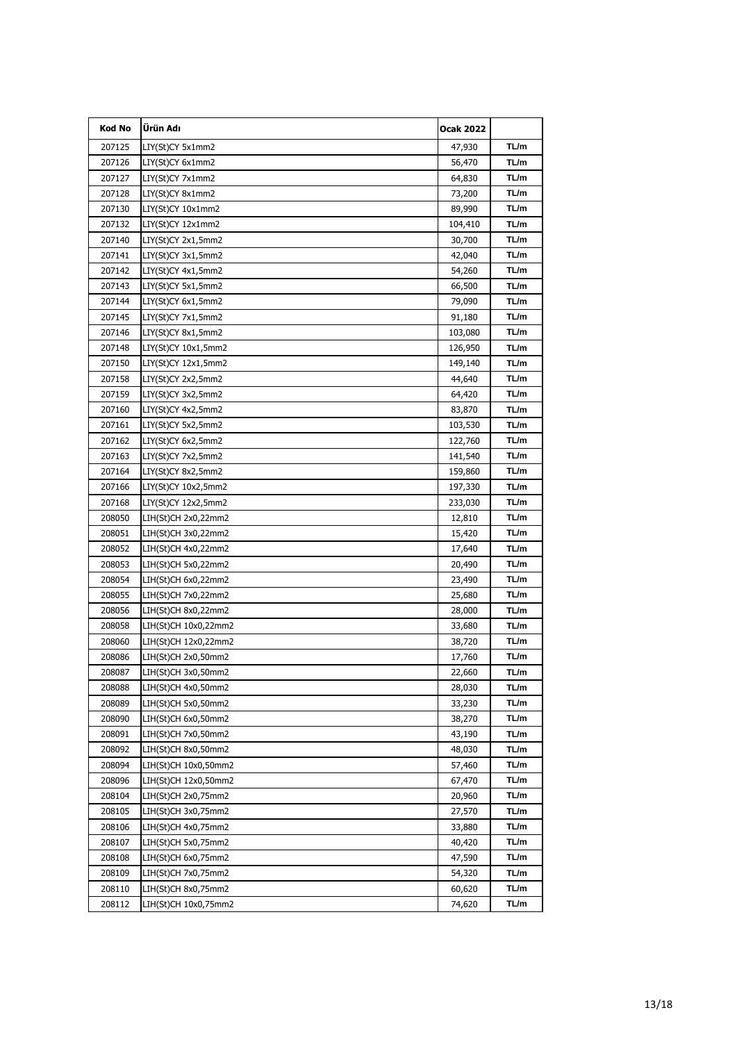| Kod No | Ürün Adı | Ocak 2022 | |
|---|---|---|---|
| 207125 | LIY(St)CY 5x1mm2 | 47,930 | TL/m |
| 207126 | LIY(St)CY 6x1mm2 | 56,470 | TL/m |
| 207127 | LIY(St)CY 7x1mm2 | 64,830 | TL/m |
| 207128 | LIY(St)CY 8x1mm2 | 73,200 | TL/m |
| 207130 | LIY(St)CY 10x1mm2 | 89,990 | TL/m |
| 207132 | LIY(St)CY 12x1mm2 | 104,410 | TL/m |
| 207140 | LIY(St)CY 2x1,5mm2 | 30,700 | TL/m |
| 207141 | LIY(St)CY 3x1,5mm2 | 42,040 | TL/m |
| 207142 | LIY(St)CY 4x1,5mm2 | 54,260 | TL/m |
| 207143 | LIY(St)CY 5x1,5mm2 | 66,500 | TL/m |
| 207144 | LIY(St)CY 6x1,5mm2 | 79,090 | TL/m |
| 207145 | LIY(St)CY 7x1,5mm2 | 91,180 | TL/m |
| 207146 | LIY(St)CY 8x1,5mm2 | 103,080 | TL/m |
| 207148 | LIY(St)CY 10x1,5mm2 | 126,950 | TL/m |
| 207150 | LIY(St)CY 12x1,5mm2 | 149,140 | TL/m |
| 207158 | LIY(St)CY 2x2,5mm2 | 44,640 | TL/m |
| 207159 | LIY(St)CY 3x2,5mm2 | 64,420 | TL/m |
| 207160 | LIY(St)CY 4x2,5mm2 | 83,870 | TL/m |
| 207161 | LIY(St)CY 5x2,5mm2 | 103,530 | TL/m |
| 207162 | LIY(St)CY 6x2,5mm2 | 122,760 | TL/m |
| 207163 | LIY(St)CY 7x2,5mm2 | 141,540 | TL/m |
| 207164 | LIY(St)CY 8x2,5mm2 | 159,860 | TL/m |
| 207166 | LIY(St)CY 10x2,5mm2 | 197,330 | TL/m |
| 207168 | LIY(St)CY 12x2,5mm2 | 233,030 | TL/m |
| 208050 | LIH(St)CH 2x0,22mm2 | 12,810 | TL/m |
| 208051 | LIH(St)CH 3x0,22mm2 | 15,420 | TL/m |
| 208052 | LIH(St)CH 4x0,22mm2 | 17,640 | TL/m |
| 208053 | LIH(St)CH 5x0,22mm2 | 20,490 | TL/m |
| 208054 | LIH(St)CH 6x0,22mm2 | 23,490 | TL/m |
| 208055 | LIH(St)CH 7x0,22mm2 | 25,680 | TL/m |
| 208056 | LIH(St)CH 8x0,22mm2 | 28,000 | TL/m |
| 208058 | LIH(St)CH 10x0,22mm2 | 33,680 | TL/m |
| 208060 | LIH(St)CH 12x0,22mm2 | 38,720 | TL/m |
| 208086 | LIH(St)CH 2x0,50mm2 | 17,760 | TL/m |
| 208087 | LIH(St)CH 3x0,50mm2 | 22,660 | TL/m |
| 208088 | LIH(St)CH 4x0,50mm2 | 28,030 | TL/m |
| 208089 | LIH(St)CH 5x0,50mm2 | 33,230 | TL/m |
| 208090 | LIH(St)CH 6x0,50mm2 | 38,270 | TL/m |
| 208091 | LIH(St)CH 7x0,50mm2 | 43,190 | TL/m |
| 208092 | LIH(St)CH 8x0,50mm2 | 48,030 | TL/m |
| 208094 | LIH(St)CH 10x0,50mm2 | 57,460 | TL/m |
| 208096 | LIH(St)CH 12x0,50mm2 | 67,470 | TL/m |
| 208104 | LIH(St)CH 2x0,75mm2 | 20,960 | TL/m |
| 208105 | LIH(St)CH 3x0,75mm2 | 27,570 | TL/m |
| 208106 | LIH(St)CH 4x0,75mm2 | 33,880 | TL/m |
| 208107 | LIH(St)CH 5x0,75mm2 | 40,420 | TL/m |
| 208108 | LIH(St)CH 6x0,75mm2 | 47,590 | TL/m |
| 208109 | LIH(St)CH 7x0,75mm2 | 54,320 | TL/m |
| 208110 | LIH(St)CH 8x0,75mm2 | 60,620 | TL/m |
| 208112 | LIH(St)CH 10x0,75mm2 | 74,620 | TL/m |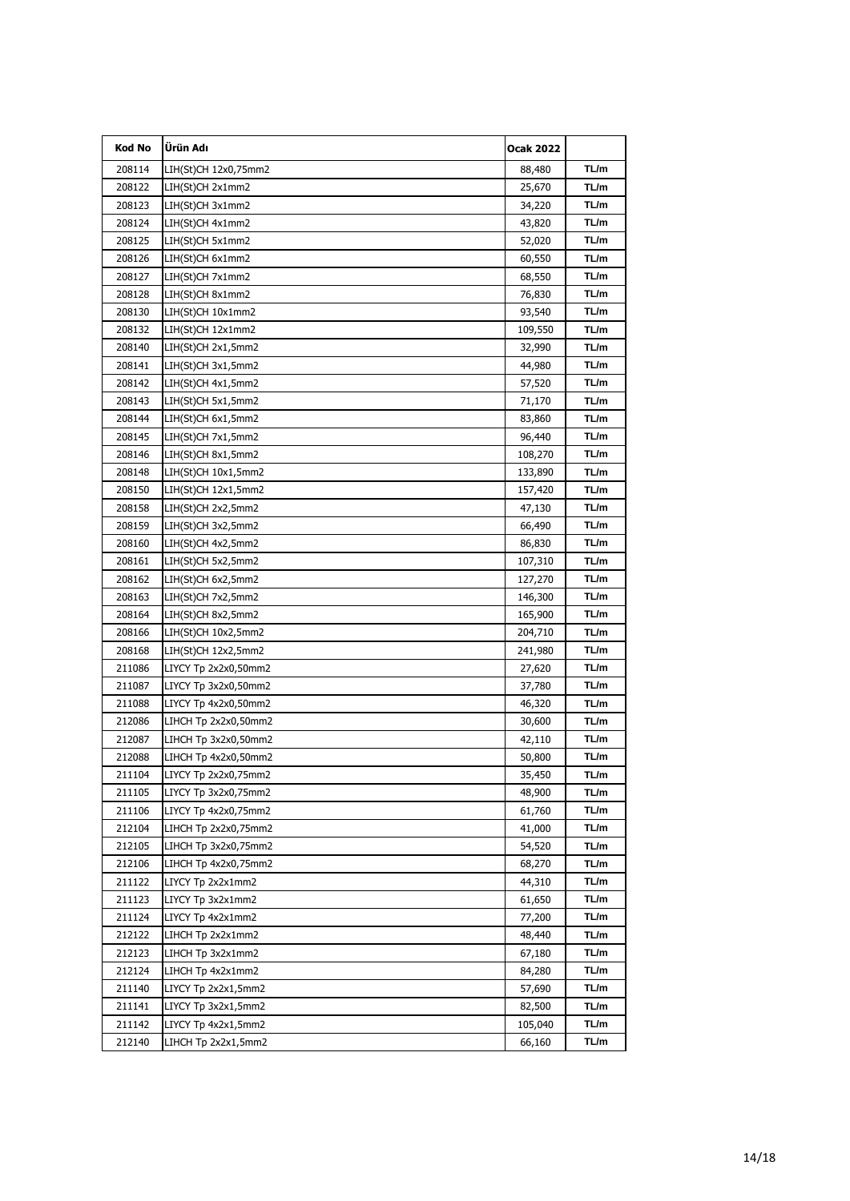| Kod No | Ürün Adı | Ocak 2022 | |
|---|---|---|---|
| 208114 | LIH(St)CH 12x0,75mm2 | 88,480 | TL/m |
| 208122 | LIH(St)CH 2x1mm2 | 25,670 | TL/m |
| 208123 | LIH(St)CH 3x1mm2 | 34,220 | TL/m |
| 208124 | LIH(St)CH 4x1mm2 | 43,820 | TL/m |
| 208125 | LIH(St)CH 5x1mm2 | 52,020 | TL/m |
| 208126 | LIH(St)CH 6x1mm2 | 60,550 | TL/m |
| 208127 | LIH(St)CH 7x1mm2 | 68,550 | TL/m |
| 208128 | LIH(St)CH 8x1mm2 | 76,830 | TL/m |
| 208130 | LIH(St)CH 10x1mm2 | 93,540 | TL/m |
| 208132 | LIH(St)CH 12x1mm2 | 109,550 | TL/m |
| 208140 | LIH(St)CH 2x1,5mm2 | 32,990 | TL/m |
| 208141 | LIH(St)CH 3x1,5mm2 | 44,980 | TL/m |
| 208142 | LIH(St)CH 4x1,5mm2 | 57,520 | TL/m |
| 208143 | LIH(St)CH 5x1,5mm2 | 71,170 | TL/m |
| 208144 | LIH(St)CH 6x1,5mm2 | 83,860 | TL/m |
| 208145 | LIH(St)CH 7x1,5mm2 | 96,440 | TL/m |
| 208146 | LIH(St)CH 8x1,5mm2 | 108,270 | TL/m |
| 208148 | LIH(St)CH 10x1,5mm2 | 133,890 | TL/m |
| 208150 | LIH(St)CH 12x1,5mm2 | 157,420 | TL/m |
| 208158 | LIH(St)CH 2x2,5mm2 | 47,130 | TL/m |
| 208159 | LIH(St)CH 3x2,5mm2 | 66,490 | TL/m |
| 208160 | LIH(St)CH 4x2,5mm2 | 86,830 | TL/m |
| 208161 | LIH(St)CH 5x2,5mm2 | 107,310 | TL/m |
| 208162 | LIH(St)CH 6x2,5mm2 | 127,270 | TL/m |
| 208163 | LIH(St)CH 7x2,5mm2 | 146,300 | TL/m |
| 208164 | LIH(St)CH 8x2,5mm2 | 165,900 | TL/m |
| 208166 | LIH(St)CH 10x2,5mm2 | 204,710 | TL/m |
| 208168 | LIH(St)CH 12x2,5mm2 | 241,980 | TL/m |
| 211086 | LIYCY Tp 2x2x0,50mm2 | 27,620 | TL/m |
| 211087 | LIYCY Tp 3x2x0,50mm2 | 37,780 | TL/m |
| 211088 | LIYCY Tp 4x2x0,50mm2 | 46,320 | TL/m |
| 212086 | LIHCH Tp 2x2x0,50mm2 | 30,600 | TL/m |
| 212087 | LIHCH Tp 3x2x0,50mm2 | 42,110 | TL/m |
| 212088 | LIHCH Tp 4x2x0,50mm2 | 50,800 | TL/m |
| 211104 | LIYCY Tp 2x2x0,75mm2 | 35,450 | TL/m |
| 211105 | LIYCY Tp 3x2x0,75mm2 | 48,900 | TL/m |
| 211106 | LIYCY Tp 4x2x0,75mm2 | 61,760 | TL/m |
| 212104 | LIHCH Tp 2x2x0,75mm2 | 41,000 | TL/m |
| 212105 | LIHCH Tp 3x2x0,75mm2 | 54,520 | TL/m |
| 212106 | LIHCH Tp 4x2x0,75mm2 | 68,270 | TL/m |
| 211122 | LIYCY Tp 2x2x1mm2 | 44,310 | TL/m |
| 211123 | LIYCY Tp 3x2x1mm2 | 61,650 | TL/m |
| 211124 | LIYCY Tp 4x2x1mm2 | 77,200 | TL/m |
| 212122 | LIHCH Tp 2x2x1mm2 | 48,440 | TL/m |
| 212123 | LIHCH Tp 3x2x1mm2 | 67,180 | TL/m |
| 212124 | LIHCH Tp 4x2x1mm2 | 84,280 | TL/m |
| 211140 | LIYCY Tp 2x2x1,5mm2 | 57,690 | TL/m |
| 211141 | LIYCY Tp 3x2x1,5mm2 | 82,500 | TL/m |
| 211142 | LIYCY Tp 4x2x1,5mm2 | 105,040 | TL/m |
| 212140 | LIHCH Tp 2x2x1,5mm2 | 66,160 | TL/m |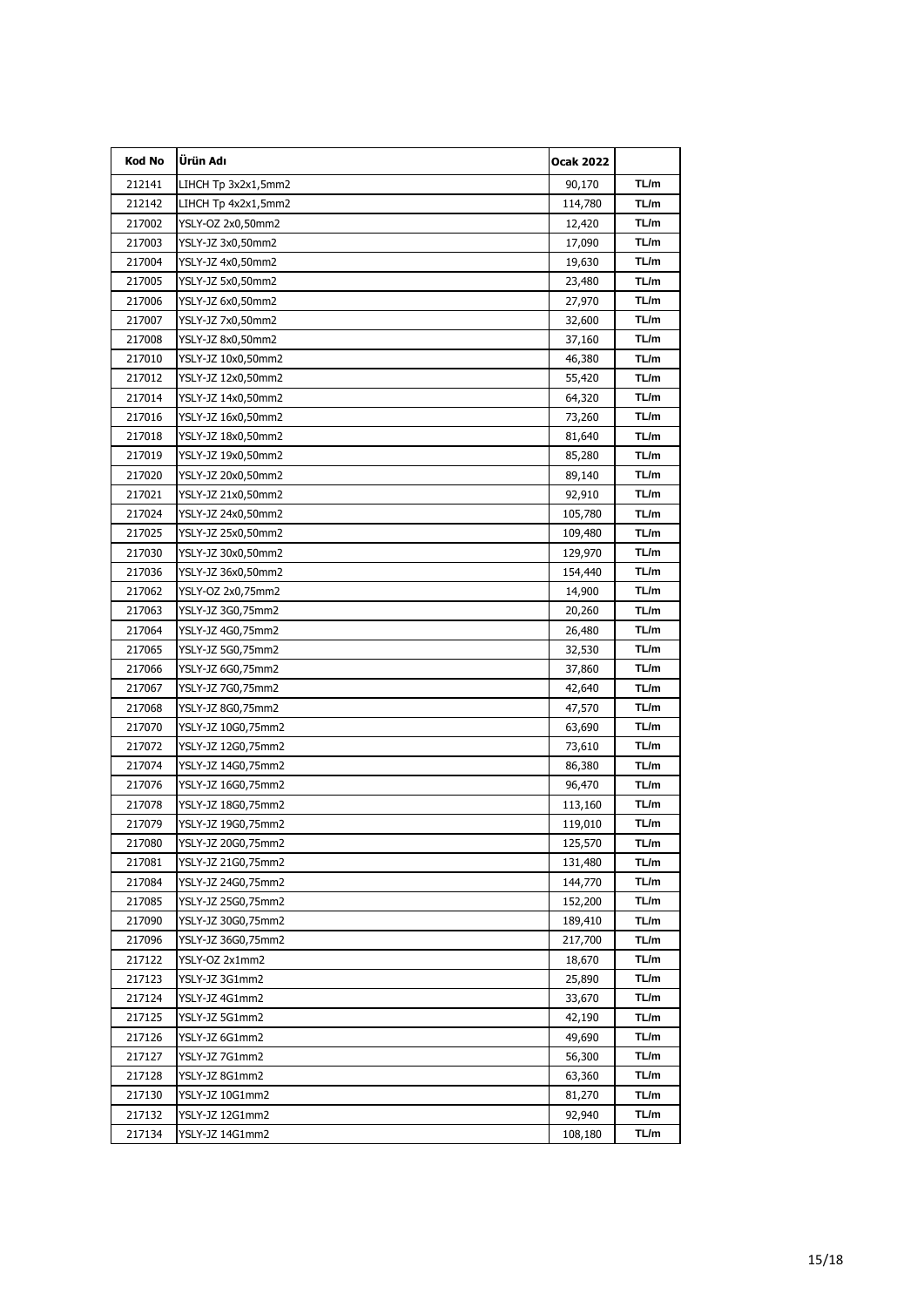| Kod No | Ürün Adı | Ocak 2022 | |
|---|---|---|---|
| 212141 | LIHCH Tp 3x2x1,5mm2 | 90,170 | TL/m |
| 212142 | LIHCH Tp 4x2x1,5mm2 | 114,780 | TL/m |
| 217002 | YSLY-OZ 2x0,50mm2 | 12,420 | TL/m |
| 217003 | YSLY-JZ 3x0,50mm2 | 17,090 | TL/m |
| 217004 | YSLY-JZ 4x0,50mm2 | 19,630 | TL/m |
| 217005 | YSLY-JZ 5x0,50mm2 | 23,480 | TL/m |
| 217006 | YSLY-JZ 6x0,50mm2 | 27,970 | TL/m |
| 217007 | YSLY-JZ 7x0,50mm2 | 32,600 | TL/m |
| 217008 | YSLY-JZ 8x0,50mm2 | 37,160 | TL/m |
| 217010 | YSLY-JZ 10x0,50mm2 | 46,380 | TL/m |
| 217012 | YSLY-JZ 12x0,50mm2 | 55,420 | TL/m |
| 217014 | YSLY-JZ 14x0,50mm2 | 64,320 | TL/m |
| 217016 | YSLY-JZ 16x0,50mm2 | 73,260 | TL/m |
| 217018 | YSLY-JZ 18x0,50mm2 | 81,640 | TL/m |
| 217019 | YSLY-JZ 19x0,50mm2 | 85,280 | TL/m |
| 217020 | YSLY-JZ 20x0,50mm2 | 89,140 | TL/m |
| 217021 | YSLY-JZ 21x0,50mm2 | 92,910 | TL/m |
| 217024 | YSLY-JZ 24x0,50mm2 | 105,780 | TL/m |
| 217025 | YSLY-JZ 25x0,50mm2 | 109,480 | TL/m |
| 217030 | YSLY-JZ 30x0,50mm2 | 129,970 | TL/m |
| 217036 | YSLY-JZ 36x0,50mm2 | 154,440 | TL/m |
| 217062 | YSLY-OZ 2x0,75mm2 | 14,900 | TL/m |
| 217063 | YSLY-JZ 3G0,75mm2 | 20,260 | TL/m |
| 217064 | YSLY-JZ 4G0,75mm2 | 26,480 | TL/m |
| 217065 | YSLY-JZ 5G0,75mm2 | 32,530 | TL/m |
| 217066 | YSLY-JZ 6G0,75mm2 | 37,860 | TL/m |
| 217067 | YSLY-JZ 7G0,75mm2 | 42,640 | TL/m |
| 217068 | YSLY-JZ 8G0,75mm2 | 47,570 | TL/m |
| 217070 | YSLY-JZ 10G0,75mm2 | 63,690 | TL/m |
| 217072 | YSLY-JZ 12G0,75mm2 | 73,610 | TL/m |
| 217074 | YSLY-JZ 14G0,75mm2 | 86,380 | TL/m |
| 217076 | YSLY-JZ 16G0,75mm2 | 96,470 | TL/m |
| 217078 | YSLY-JZ 18G0,75mm2 | 113,160 | TL/m |
| 217079 | YSLY-JZ 19G0,75mm2 | 119,010 | TL/m |
| 217080 | YSLY-JZ 20G0,75mm2 | 125,570 | TL/m |
| 217081 | YSLY-JZ 21G0,75mm2 | 131,480 | TL/m |
| 217084 | YSLY-JZ 24G0,75mm2 | 144,770 | TL/m |
| 217085 | YSLY-JZ 25G0,75mm2 | 152,200 | TL/m |
| 217090 | YSLY-JZ 30G0,75mm2 | 189,410 | TL/m |
| 217096 | YSLY-JZ 36G0,75mm2 | 217,700 | TL/m |
| 217122 | YSLY-OZ 2x1mm2 | 18,670 | TL/m |
| 217123 | YSLY-JZ 3G1mm2 | 25,890 | TL/m |
| 217124 | YSLY-JZ 4G1mm2 | 33,670 | TL/m |
| 217125 | YSLY-JZ 5G1mm2 | 42,190 | TL/m |
| 217126 | YSLY-JZ 6G1mm2 | 49,690 | TL/m |
| 217127 | YSLY-JZ 7G1mm2 | 56,300 | TL/m |
| 217128 | YSLY-JZ 8G1mm2 | 63,360 | TL/m |
| 217130 | YSLY-JZ 10G1mm2 | 81,270 | TL/m |
| 217132 | YSLY-JZ 12G1mm2 | 92,940 | TL/m |
| 217134 | YSLY-JZ 14G1mm2 | 108,180 | TL/m |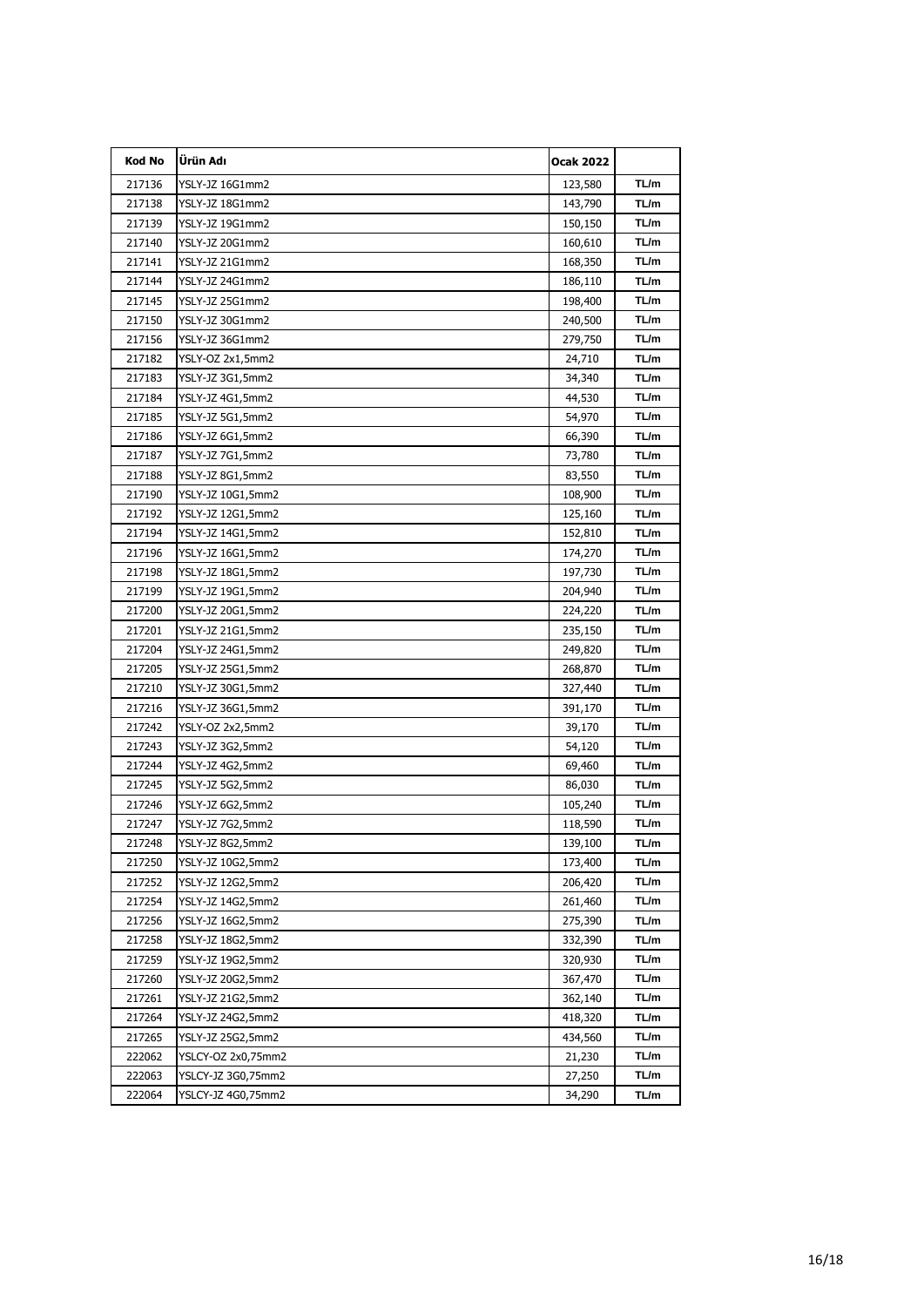| Kod No | Ürün Adı | Ocak 2022 | |
|---|---|---|---|
| 217136 | YSLY-JZ 16G1mm2 | 123,580 | TL/m |
| 217138 | YSLY-JZ 18G1mm2 | 143,790 | TL/m |
| 217139 | YSLY-JZ 19G1mm2 | 150,150 | TL/m |
| 217140 | YSLY-JZ 20G1mm2 | 160,610 | TL/m |
| 217141 | YSLY-JZ 21G1mm2 | 168,350 | TL/m |
| 217144 | YSLY-JZ 24G1mm2 | 186,110 | TL/m |
| 217145 | YSLY-JZ 25G1mm2 | 198,400 | TL/m |
| 217150 | YSLY-JZ 30G1mm2 | 240,500 | TL/m |
| 217156 | YSLY-JZ 36G1mm2 | 279,750 | TL/m |
| 217182 | YSLY-OZ 2x1,5mm2 | 24,710 | TL/m |
| 217183 | YSLY-JZ 3G1,5mm2 | 34,340 | TL/m |
| 217184 | YSLY-JZ 4G1,5mm2 | 44,530 | TL/m |
| 217185 | YSLY-JZ 5G1,5mm2 | 54,970 | TL/m |
| 217186 | YSLY-JZ 6G1,5mm2 | 66,390 | TL/m |
| 217187 | YSLY-JZ 7G1,5mm2 | 73,780 | TL/m |
| 217188 | YSLY-JZ 8G1,5mm2 | 83,550 | TL/m |
| 217190 | YSLY-JZ 10G1,5mm2 | 108,900 | TL/m |
| 217192 | YSLY-JZ 12G1,5mm2 | 125,160 | TL/m |
| 217194 | YSLY-JZ 14G1,5mm2 | 152,810 | TL/m |
| 217196 | YSLY-JZ 16G1,5mm2 | 174,270 | TL/m |
| 217198 | YSLY-JZ 18G1,5mm2 | 197,730 | TL/m |
| 217199 | YSLY-JZ 19G1,5mm2 | 204,940 | TL/m |
| 217200 | YSLY-JZ 20G1,5mm2 | 224,220 | TL/m |
| 217201 | YSLY-JZ 21G1,5mm2 | 235,150 | TL/m |
| 217204 | YSLY-JZ 24G1,5mm2 | 249,820 | TL/m |
| 217205 | YSLY-JZ 25G1,5mm2 | 268,870 | TL/m |
| 217210 | YSLY-JZ 30G1,5mm2 | 327,440 | TL/m |
| 217216 | YSLY-JZ 36G1,5mm2 | 391,170 | TL/m |
| 217242 | YSLY-OZ 2x2,5mm2 | 39,170 | TL/m |
| 217243 | YSLY-JZ 3G2,5mm2 | 54,120 | TL/m |
| 217244 | YSLY-JZ 4G2,5mm2 | 69,460 | TL/m |
| 217245 | YSLY-JZ 5G2,5mm2 | 86,030 | TL/m |
| 217246 | YSLY-JZ 6G2,5mm2 | 105,240 | TL/m |
| 217247 | YSLY-JZ 7G2,5mm2 | 118,590 | TL/m |
| 217248 | YSLY-JZ 8G2,5mm2 | 139,100 | TL/m |
| 217250 | YSLY-JZ 10G2,5mm2 | 173,400 | TL/m |
| 217252 | YSLY-JZ 12G2,5mm2 | 206,420 | TL/m |
| 217254 | YSLY-JZ 14G2,5mm2 | 261,460 | TL/m |
| 217256 | YSLY-JZ 16G2,5mm2 | 275,390 | TL/m |
| 217258 | YSLY-JZ 18G2,5mm2 | 332,390 | TL/m |
| 217259 | YSLY-JZ 19G2,5mm2 | 320,930 | TL/m |
| 217260 | YSLY-JZ 20G2,5mm2 | 367,470 | TL/m |
| 217261 | YSLY-JZ 21G2,5mm2 | 362,140 | TL/m |
| 217264 | YSLY-JZ 24G2,5mm2 | 418,320 | TL/m |
| 217265 | YSLY-JZ 25G2,5mm2 | 434,560 | TL/m |
| 222062 | YSLCY-OZ 2x0,75mm2 | 21,230 | TL/m |
| 222063 | YSLCY-JZ 3G0,75mm2 | 27,250 | TL/m |
| 222064 | YSLCY-JZ 4G0,75mm2 | 34,290 | TL/m |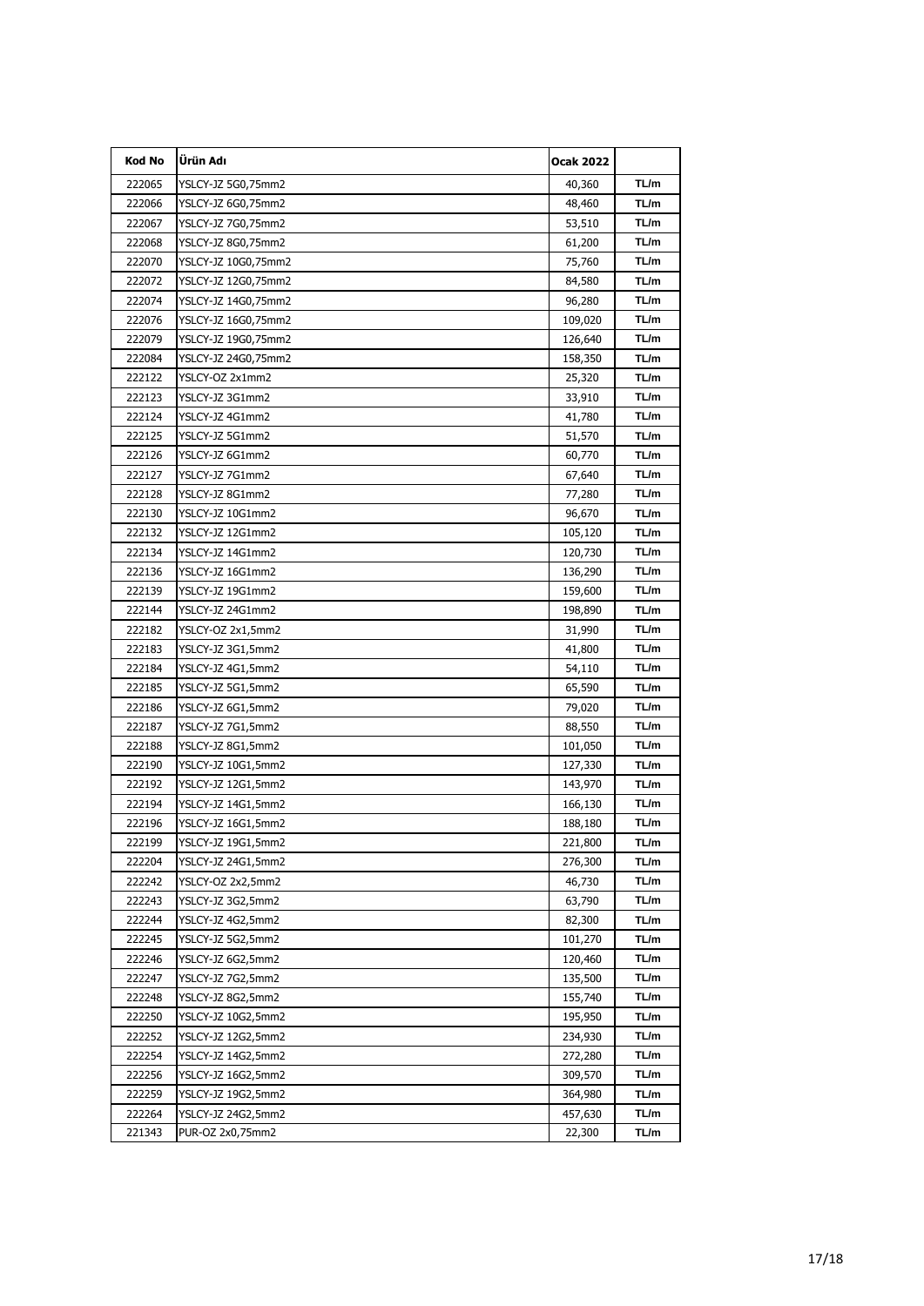| Kod No | Ürün Adı | Ocak 2022 | |
|---|---|---|---|
| 222065 | YSLCY-JZ 5G0,75mm2 | 40,360 | TL/m |
| 222066 | YSLCY-JZ 6G0,75mm2 | 48,460 | TL/m |
| 222067 | YSLCY-JZ 7G0,75mm2 | 53,510 | TL/m |
| 222068 | YSLCY-JZ 8G0,75mm2 | 61,200 | TL/m |
| 222070 | YSLCY-JZ 10G0,75mm2 | 75,760 | TL/m |
| 222072 | YSLCY-JZ 12G0,75mm2 | 84,580 | TL/m |
| 222074 | YSLCY-JZ 14G0,75mm2 | 96,280 | TL/m |
| 222076 | YSLCY-JZ 16G0,75mm2 | 109,020 | TL/m |
| 222079 | YSLCY-JZ 19G0,75mm2 | 126,640 | TL/m |
| 222084 | YSLCY-JZ 24G0,75mm2 | 158,350 | TL/m |
| 222122 | YSLCY-OZ 2x1mm2 | 25,320 | TL/m |
| 222123 | YSLCY-JZ 3G1mm2 | 33,910 | TL/m |
| 222124 | YSLCY-JZ 4G1mm2 | 41,780 | TL/m |
| 222125 | YSLCY-JZ 5G1mm2 | 51,570 | TL/m |
| 222126 | YSLCY-JZ 6G1mm2 | 60,770 | TL/m |
| 222127 | YSLCY-JZ 7G1mm2 | 67,640 | TL/m |
| 222128 | YSLCY-JZ 8G1mm2 | 77,280 | TL/m |
| 222130 | YSLCY-JZ 10G1mm2 | 96,670 | TL/m |
| 222132 | YSLCY-JZ 12G1mm2 | 105,120 | TL/m |
| 222134 | YSLCY-JZ 14G1mm2 | 120,730 | TL/m |
| 222136 | YSLCY-JZ 16G1mm2 | 136,290 | TL/m |
| 222139 | YSLCY-JZ 19G1mm2 | 159,600 | TL/m |
| 222144 | YSLCY-JZ 24G1mm2 | 198,890 | TL/m |
| 222182 | YSLCY-OZ 2x1,5mm2 | 31,990 | TL/m |
| 222183 | YSLCY-JZ 3G1,5mm2 | 41,800 | TL/m |
| 222184 | YSLCY-JZ 4G1,5mm2 | 54,110 | TL/m |
| 222185 | YSLCY-JZ 5G1,5mm2 | 65,590 | TL/m |
| 222186 | YSLCY-JZ 6G1,5mm2 | 79,020 | TL/m |
| 222187 | YSLCY-JZ 7G1,5mm2 | 88,550 | TL/m |
| 222188 | YSLCY-JZ 8G1,5mm2 | 101,050 | TL/m |
| 222190 | YSLCY-JZ 10G1,5mm2 | 127,330 | TL/m |
| 222192 | YSLCY-JZ 12G1,5mm2 | 143,970 | TL/m |
| 222194 | YSLCY-JZ 14G1,5mm2 | 166,130 | TL/m |
| 222196 | YSLCY-JZ 16G1,5mm2 | 188,180 | TL/m |
| 222199 | YSLCY-JZ 19G1,5mm2 | 221,800 | TL/m |
| 222204 | YSLCY-JZ 24G1,5mm2 | 276,300 | TL/m |
| 222242 | YSLCY-OZ 2x2,5mm2 | 46,730 | TL/m |
| 222243 | YSLCY-JZ 3G2,5mm2 | 63,790 | TL/m |
| 222244 | YSLCY-JZ 4G2,5mm2 | 82,300 | TL/m |
| 222245 | YSLCY-JZ 5G2,5mm2 | 101,270 | TL/m |
| 222246 | YSLCY-JZ 6G2,5mm2 | 120,460 | TL/m |
| 222247 | YSLCY-JZ 7G2,5mm2 | 135,500 | TL/m |
| 222248 | YSLCY-JZ 8G2,5mm2 | 155,740 | TL/m |
| 222250 | YSLCY-JZ 10G2,5mm2 | 195,950 | TL/m |
| 222252 | YSLCY-JZ 12G2,5mm2 | 234,930 | TL/m |
| 222254 | YSLCY-JZ 14G2,5mm2 | 272,280 | TL/m |
| 222256 | YSLCY-JZ 16G2,5mm2 | 309,570 | TL/m |
| 222259 | YSLCY-JZ 19G2,5mm2 | 364,980 | TL/m |
| 222264 | YSLCY-JZ 24G2,5mm2 | 457,630 | TL/m |
| 221343 | PUR-OZ 2x0,75mm2 | 22,300 | TL/m |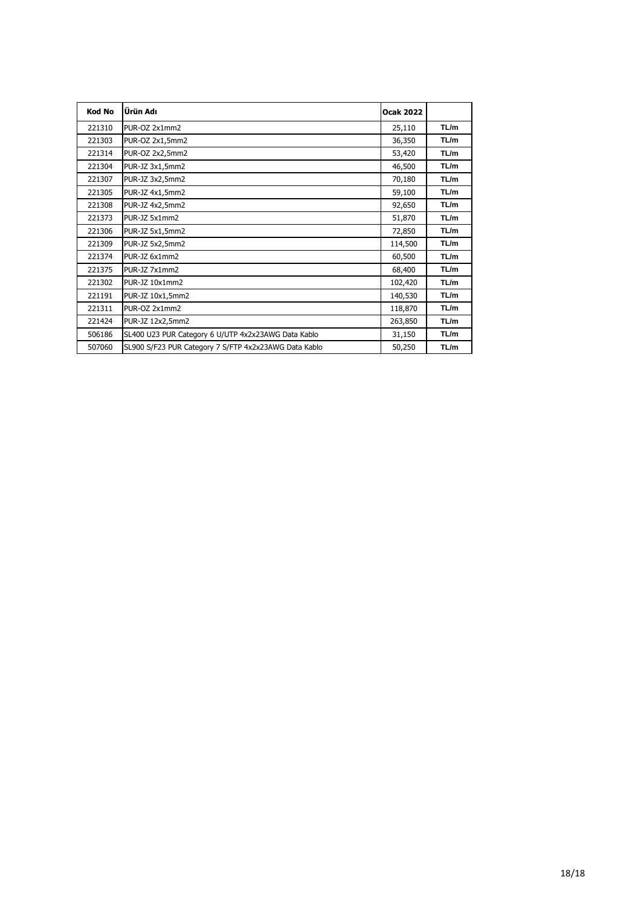| Kod No | Ürün Adı | Ocak 2022 | |
|---|---|---|---|
| 221310 | PUR-OZ 2x1mm2 | 25,110 | TL/m |
| 221303 | PUR-OZ 2x1,5mm2 | 36,350 | TL/m |
| 221314 | PUR-OZ 2x2,5mm2 | 53,420 | TL/m |
| 221304 | PUR-JZ 3x1,5mm2 | 46,500 | TL/m |
| 221307 | PUR-JZ 3x2,5mm2 | 70,180 | TL/m |
| 221305 | PUR-JZ 4x1,5mm2 | 59,100 | TL/m |
| 221308 | PUR-JZ 4x2,5mm2 | 92,650 | TL/m |
| 221373 | PUR-JZ 5x1mm2 | 51,870 | TL/m |
| 221306 | PUR-JZ 5x1,5mm2 | 72,850 | TL/m |
| 221309 | PUR-JZ 5x2,5mm2 | 114,500 | TL/m |
| 221374 | PUR-JZ 6x1mm2 | 60,500 | TL/m |
| 221375 | PUR-JZ 7x1mm2 | 68,400 | TL/m |
| 221302 | PUR-JZ 10x1mm2 | 102,420 | TL/m |
| 221191 | PUR-JZ 10x1,5mm2 | 140,530 | TL/m |
| 221311 | PUR-OZ 2x1mm2 | 118,870 | TL/m |
| 221424 | PUR-JZ 12x2,5mm2 | 263,850 | TL/m |
| 506186 | SL400 U23 PUR Category 6 U/UTP 4x2x23AWG Data Kablo | 31,150 | TL/m |
| 507060 | SL900 S/F23 PUR Category 7 S/FTP 4x2x23AWG Data Kablo | 50,250 | TL/m |